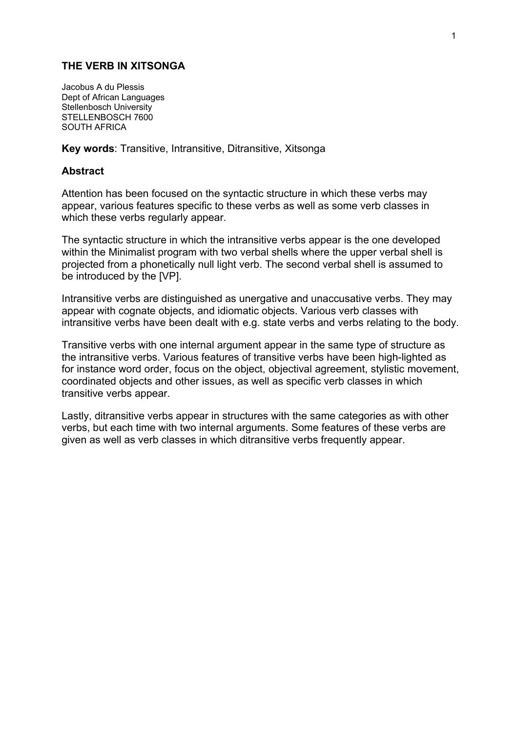# THE VERB IN XITSONGA

Jacobus A du Plessis
Dept of African Languages
Stellenbosch University
STELLENBOSCH 7600
SOUTH AFRICA

**Key words**: Transitive, Intransitive, Ditransitive, Xitsonga

## Abstract

Attention has been focused on the syntactic structure in which these verbs may appear, various features specific to these verbs as well as some verb classes in which these verbs regularly appear.

The syntactic structure in which the intransitive verbs appear is the one developed within the Minimalist program with two verbal shells where the upper verbal shell is projected from a phonetically null light verb. The second verbal shell is assumed to be introduced by the [VP].

Intransitive verbs are distinguished as unergative and unaccusative verbs. They may appear with cognate objects, and idiomatic objects. Various verb classes with intransitive verbs have been dealt with e.g. state verbs and verbs relating to the body.

Transitive verbs with one internal argument appear in the same type of structure as the intransitive verbs. Various features of transitive verbs have been high-lighted as for instance word order, focus on the object, objectival agreement, stylistic movement, coordinated objects and other issues, as well as specific verb classes in which transitive verbs appear.

Lastly, ditransitive verbs appear in structures with the same categories as with other verbs, but each time with two internal arguments. Some features of these verbs are given as well as verb classes in which ditransitive verbs frequently appear.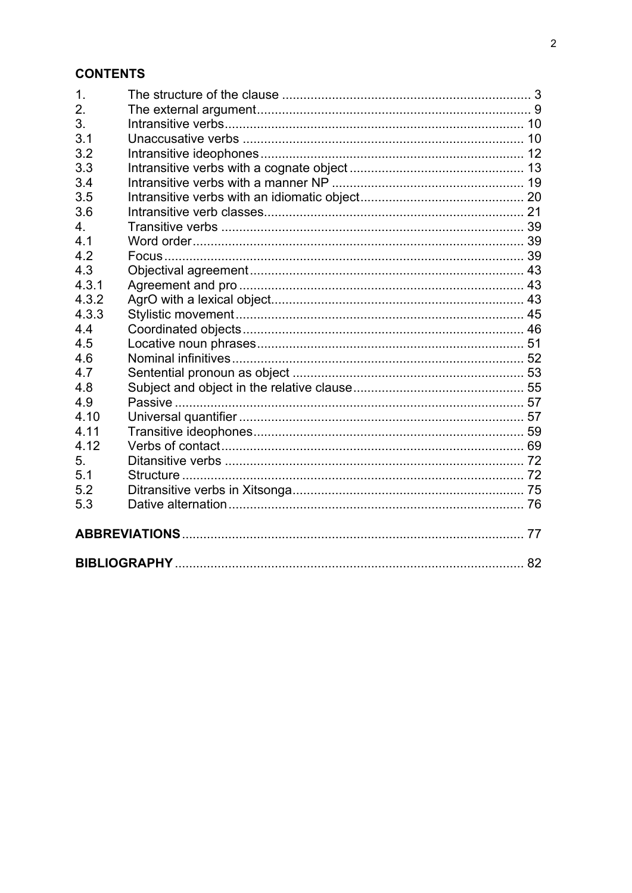## CONTENTS

| | | |
|---|---|---|
| 1. | The structure of the clause | 3 |
| 2. | The external argument | 9 |
| 3. | Intransitive verbs | 10 |
| 3.1 | Unaccusative verbs | 10 |
| 3.2 | Intransitive ideophones | 12 |
| 3.3 | Intransitive verbs with a cognate object | 13 |
| 3.4 | Intransitive verbs with a manner NP | 19 |
| 3.5 | Intransitive verbs with an idiomatic object | 20 |
| 3.6 | Intransitive verb classes | 21 |
| 4. | Transitive verbs | 39 |
| 4.1 | Word order | 39 |
| 4.2 | Focus | 39 |
| 4.3 | Objectival agreement | 43 |
| 4.3.1 | Agreement and pro | 43 |
| 4.3.2 | AgrO with a lexical object | 43 |
| 4.3.3 | Stylistic movement | 45 |
| 4.4 | Coordinated objects | 46 |
| 4.5 | Locative noun phrases | 51 |
| 4.6 | Nominal infinitives | 52 |
| 4.7 | Sentential pronoun as object | 53 |
| 4.8 | Subject and object in the relative clause | 55 |
| 4.9 | Passive | 57 |
| 4.10 | Universal quantifier | 57 |
| 4.11 | Transitive ideophones | 59 |
| 4.12 | Verbs of contact | 69 |
| 5. | Ditansitive verbs | 72 |
| 5.1 | Structure | 72 |
| 5.2 | Ditransitive verbs in Xitsonga | 75 |
| 5.3 | Dative alternation | 76 |

**ABBREVIATIONS** ........ 77

**BIBLIOGRAPHY** ........ 82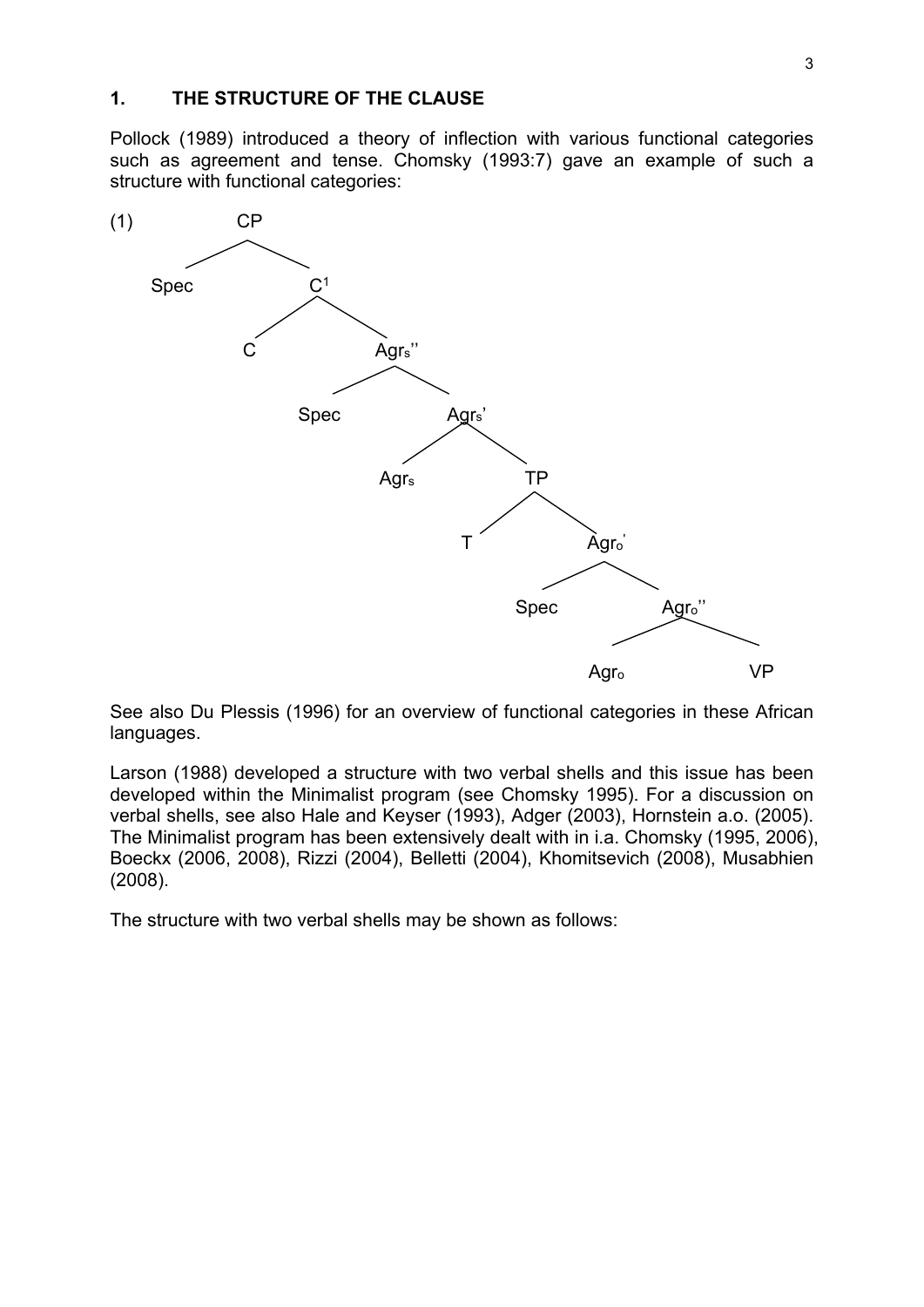## 1. THE STRUCTURE OF THE CLAUSE

Pollock (1989) introduced a theory of inflection with various functional categories such as agreement and tense. Chomsky (1993:7) gave an example of such a structure with functional categories:

(1)

- CP
  - Spec
  - $C^1$
    - C
    - $Agr_s''$
      - Spec
      - $Agr_s'$
        - $Agr_s$
        - TP
          - T
          - $Agr_o'$
            - Spec
            - $Agr_o''$
              - $Agr_o$
              - VP

See also Du Plessis (1996) for an overview of functional categories in these African languages.

Larson (1988) developed a structure with two verbal shells and this issue has been developed within the Minimalist program (see Chomsky 1995). For a discussion on verbal shells, see also Hale and Keyser (1993), Adger (2003), Hornstein a.o. (2005). The Minimalist program has been extensively dealt with in i.a. Chomsky (1995, 2006), Boeckx (2006, 2008), Rizzi (2004), Belletti (2004), Khomitsevich (2008), Musabhien (2008).

The structure with two verbal shells may be shown as follows: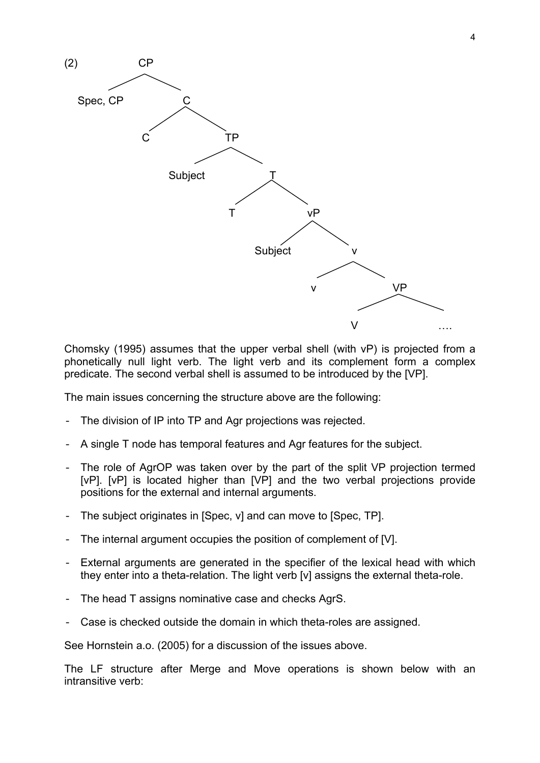(2)

```
CP
├── Spec, CP
└── C
    ├── C
    └── TP
        ├── Subject
        └── T
            ├── T
            └── vP
                ├── Subject
                └── v
                    ├── v
                    └── VP
                        ├── V
                        └── ….
```

Chomsky (1995) assumes that the upper verbal shell (with vP) is projected from a phonetically null light verb. The light verb and its complement form a complex predicate. The second verbal shell is assumed to be introduced by the [VP].

The main issues concerning the structure above are the following:

- The division of IP into TP and Agr projections was rejected.
- A single T node has temporal features and Agr features for the subject.
- The role of AgrOP was taken over by the part of the split VP projection termed [vP]. [vP] is located higher than [VP] and the two verbal projections provide positions for the external and internal arguments.
- The subject originates in [Spec, v] and can move to [Spec, TP].
- The internal argument occupies the position of complement of [V].
- External arguments are generated in the specifier of the lexical head with which they enter into a theta-relation. The light verb [v] assigns the external theta-role.
- The head T assigns nominative case and checks AgrS.
- Case is checked outside the domain in which theta-roles are assigned.

See Hornstein a.o. (2005) for a discussion of the issues above.

The LF structure after Merge and Move operations is shown below with an intransitive verb: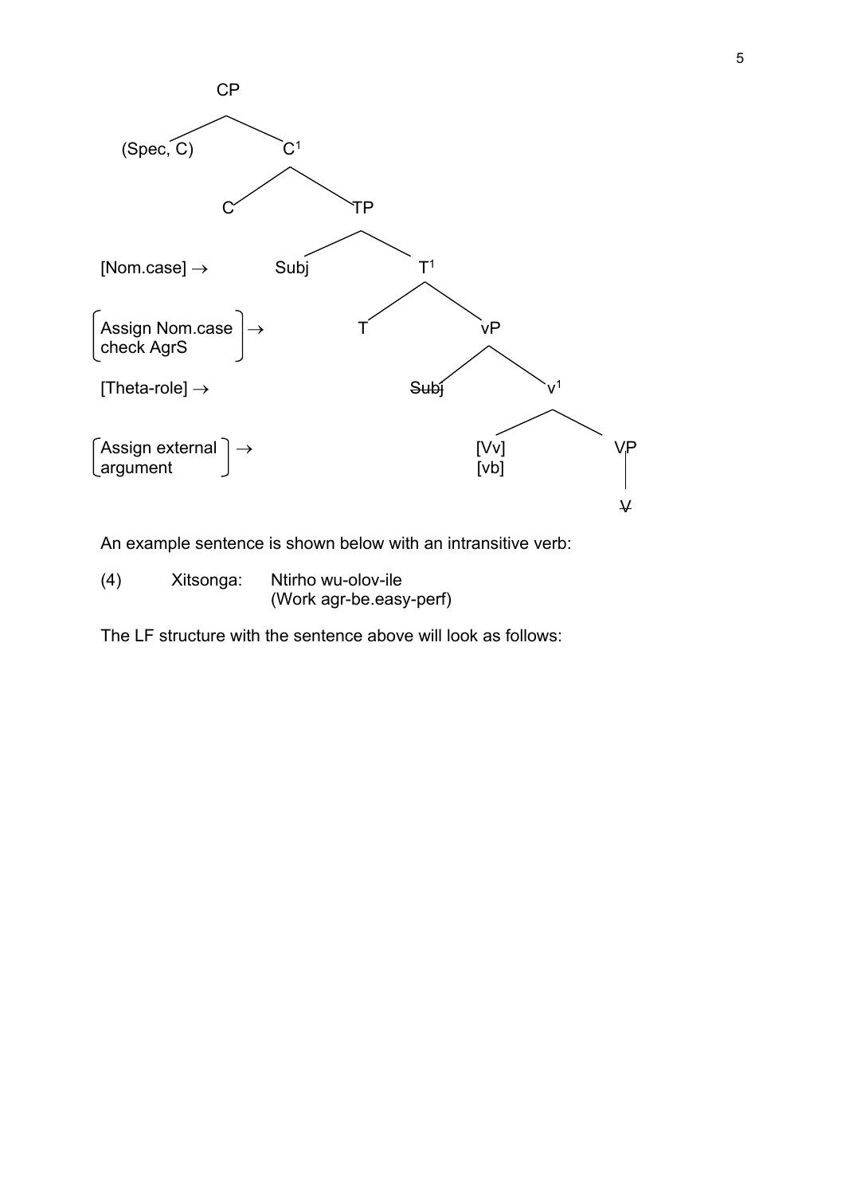```
                          CP
                         /  \
                  (Spec, C)   C¹
                             /  \
                            C    TP
                                /  \
[Nom.case] →                 Subj   T¹
                                   /  \
⎡Assign Nom.case⎤ →               T    vP
⎣check AgrS     ⎦                     /  \
[Theta-role] →                     S̶u̶b̶j̶   v¹
                                         /  \
⎡Assign external⎤ →                   [Vv]   VP
⎣argument       ⎦                     [vb]    |
                                              V̶
```

An example sentence is shown below with an intransitive verb:

(4) Xitsonga: Ntirho wu-olov-ile
(Work agr-be.easy-perf)

The LF structure with the sentence above will look as follows: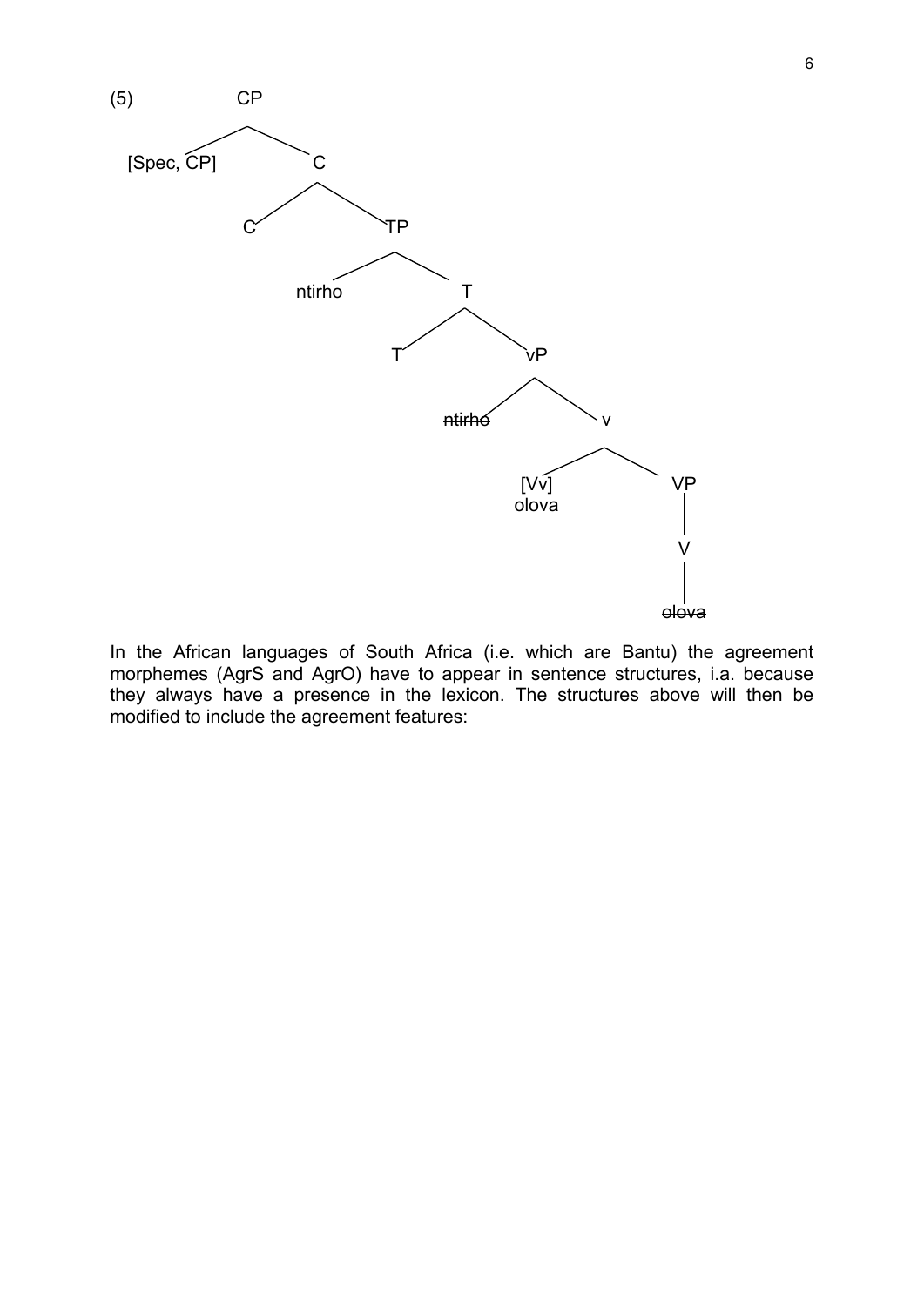(5)

```
CP
├── [Spec, CP]
└── C
    ├── C
    └── TP
        ├── ntirho
        └── T
            ├── T
            └── vP
                ├── ~~ntirho~~
                └── v
                    ├── [Vv] olova
                    └── VP
                        └── V
                            └── ~~olova~~
```

In the African languages of South Africa (i.e. which are Bantu) the agreement morphemes (AgrS and AgrO) have to appear in sentence structures, i.a. because they always have a presence in the lexicon. The structures above will then be modified to include the agreement features: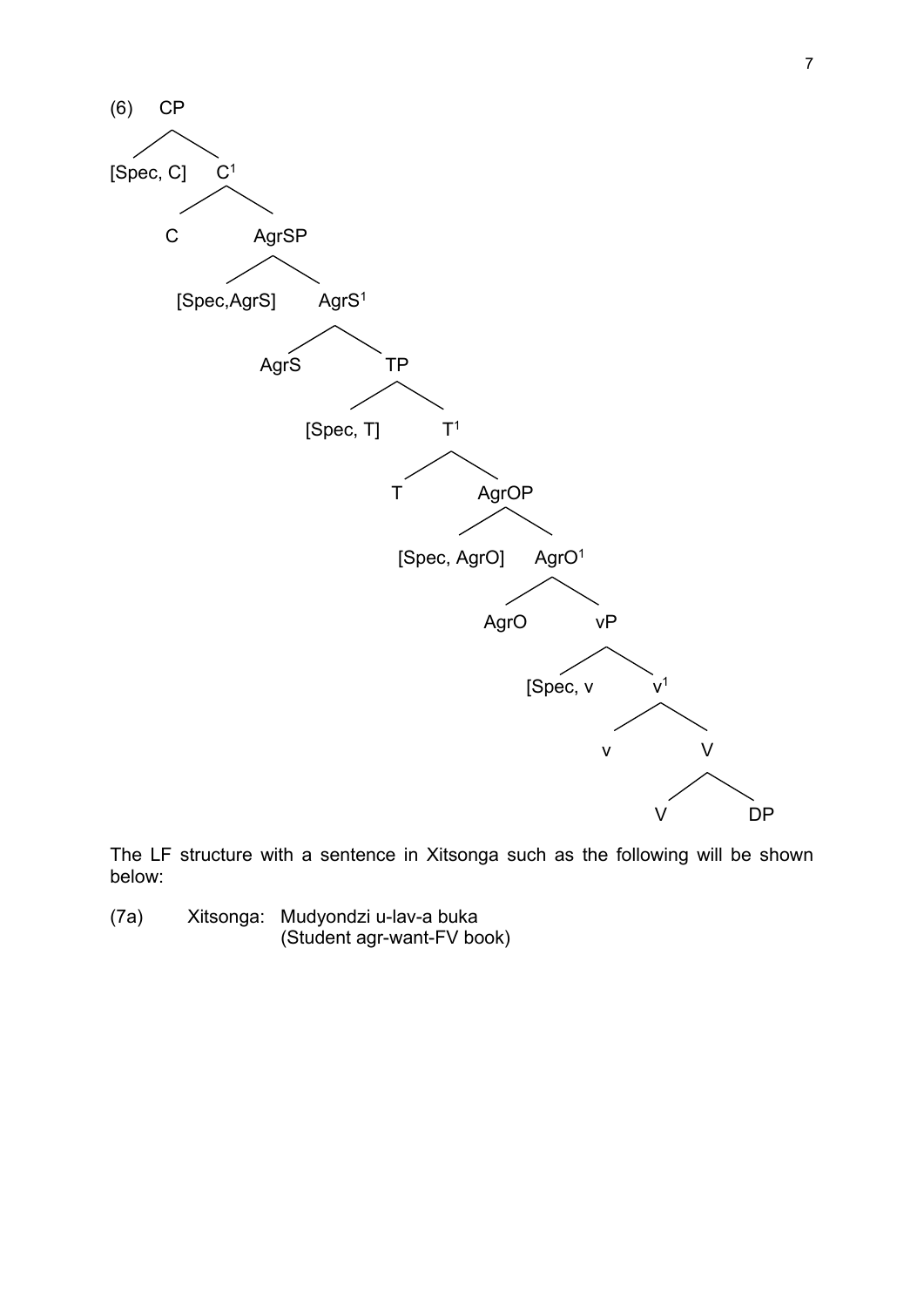(6) CP

```
CP
├── [Spec, C]
└── C¹
    ├── C
    └── AgrSP
        ├── [Spec,AgrS]
        └── AgrS¹
            ├── AgrS
            └── TP
                ├── [Spec, T]
                └── T¹
                    ├── T
                    └── AgrOP
                        ├── [Spec, AgrO]
                        └── AgrO¹
                            ├── AgrO
                            └── vP
                                ├── [Spec, v
                                └── v¹
                                    ├── v
                                    └── V
                                        ├── V
                                        └── DP
```

The LF structure with a sentence in Xitsonga such as the following will be shown below:

(7a) Xitsonga: Mudyondzi u-lav-a buka
(Student agr-want-FV book)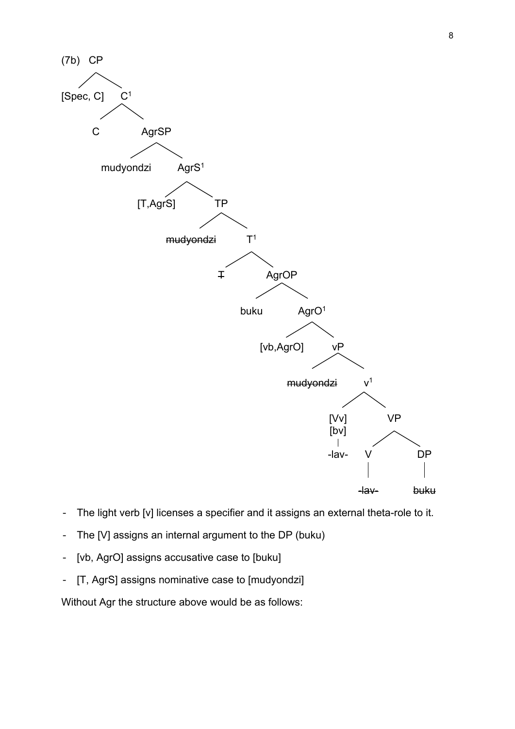(7b) CP

```
(7b)   CP
      /  \
[Spec, C]  C¹
          /  \
         C    AgrSP
             /     \
      mudyondzi    AgrS¹
                  /     \
           [T,AgrS]      TP
                        /   \
              ~~mudyondzi~~   T¹
                            /   \
                          ~~T~~   AgrOP
                                 /     \
                              buku     AgrO¹
                                      /     \
                               [vb,AgrO]     vP
                                            /  \
                                  ~~mudyondzi~~  v¹
                                                /  \
                                            [Vv]    VP
                                            [bv]   /  \
                                             |    V    DP
                                           -lav-  |    |
                                               ~~-lav-~~ ~~buku~~
```

- The light verb [v] licenses a specifier and it assigns an external theta-role to it.
- The [V] assigns an internal argument to the DP (buku)
- [vb, AgrO] assigns accusative case to [buku]
- [T, AgrS] assigns nominative case to [mudyondzi]

Without Agr the structure above would be as follows: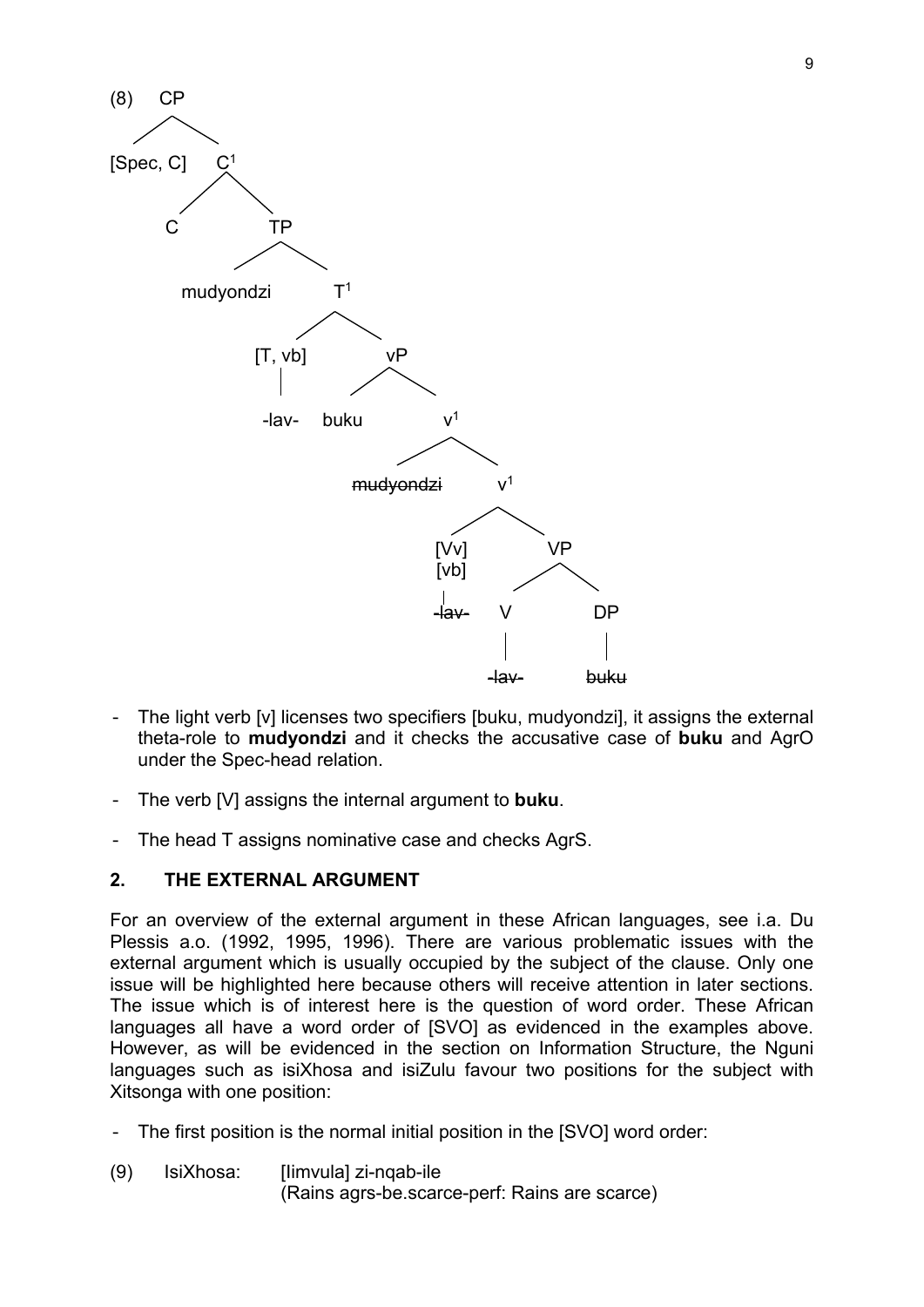(8)

- CP
  - [Spec, C]
  - C$^1$
    - C
    - TP
      - mudyondzi
      - T$^1$
        - [T, vb]
          - -lav-
        - vP
          - buku
          - v$^1$
            - ~~mudyondzi~~
            - v$^1$
              - [Vv] [vb]
                - ~~-lav-~~
              - VP
                - V
                  - ~~-lav-~~
                - DP
                  - ~~buku~~

- The light verb [v] licenses two specifiers [buku, mudyondzi], it assigns the external theta-role to **mudyondzi** and it checks the accusative case of **buku** and AgrO under the Spec-head relation.

- The verb [V] assigns the internal argument to **buku**.

- The head T assigns nominative case and checks AgrS.

## 2. THE EXTERNAL ARGUMENT

For an overview of the external argument in these African languages, see i.a. Du Plessis a.o. (1992, 1995, 1996). There are various problematic issues with the external argument which is usually occupied by the subject of the clause. Only one issue will be highlighted here because others will receive attention in later sections. The issue which is of interest here is the question of word order. These African languages all have a word order of [SVO] as evidenced in the examples above. However, as will be evidenced in the section on Information Structure, the Nguni languages such as isiXhosa and isiZulu favour two positions for the subject with Xitsonga with one position:

- The first position is the normal initial position in the [SVO] word order:

(9) IsiXhosa: [Iimvula] zi-nqab-ile
(Rains agrs-be.scarce-perf: Rains are scarce)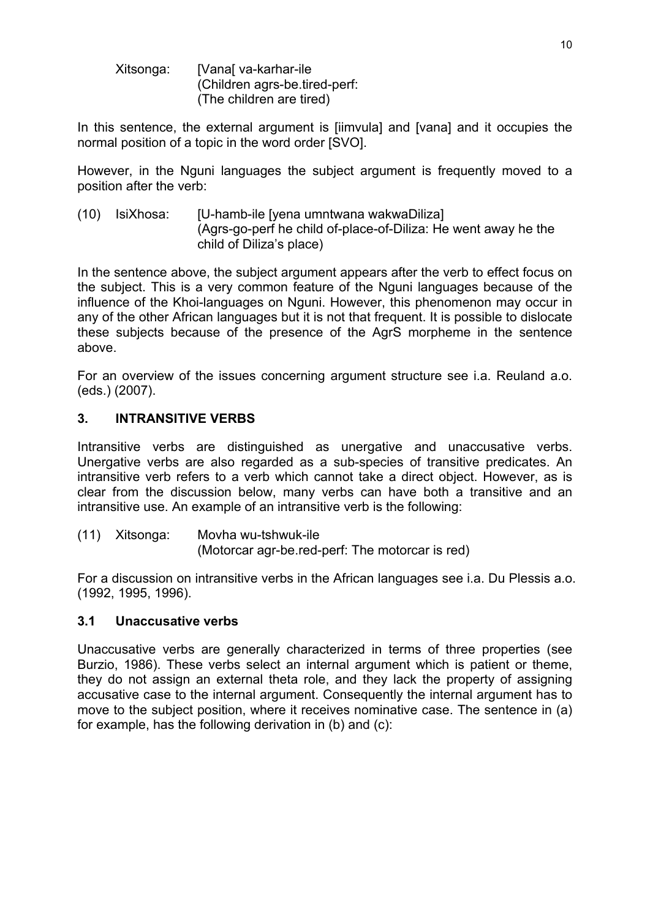Xitsonga: [Vana[ va-karhar-ile
(Children agrs-be.tired-perf:
(The children are tired)

In this sentence, the external argument is [iimvula] and [vana] and it occupies the normal position of a topic in the word order [SVO].

However, in the Nguni languages the subject argument is frequently moved to a position after the verb:

(10) IsiXhosa: [U-hamb-ile [yena umntwana wakwaDiliza]
(Agrs-go-perf he child of-place-of-Diliza: He went away he the child of Diliza's place)

In the sentence above, the subject argument appears after the verb to effect focus on the subject. This is a very common feature of the Nguni languages because of the influence of the Khoi-languages on Nguni. However, this phenomenon may occur in any of the other African languages but it is not that frequent. It is possible to dislocate these subjects because of the presence of the AgrS morpheme in the sentence above.

For an overview of the issues concerning argument structure see i.a. Reuland a.o. (eds.) (2007).

## 3. INTRANSITIVE VERBS

Intransitive verbs are distinguished as unergative and unaccusative verbs. Unergative verbs are also regarded as a sub-species of transitive predicates. An intransitive verb refers to a verb which cannot take a direct object. However, as is clear from the discussion below, many verbs can have both a transitive and an intransitive use. An example of an intransitive verb is the following:

(11) Xitsonga: Movha wu-tshwuk-ile
(Motorcar agr-be.red-perf: The motorcar is red)

For a discussion on intransitive verbs in the African languages see i.a. Du Plessis a.o. (1992, 1995, 1996).

### 3.1 Unaccusative verbs

Unaccusative verbs are generally characterized in terms of three properties (see Burzio, 1986). These verbs select an internal argument which is patient or theme, they do not assign an external theta role, and they lack the property of assigning accusative case to the internal argument. Consequently the internal argument has to move to the subject position, where it receives nominative case. The sentence in (a) for example, has the following derivation in (b) and (c):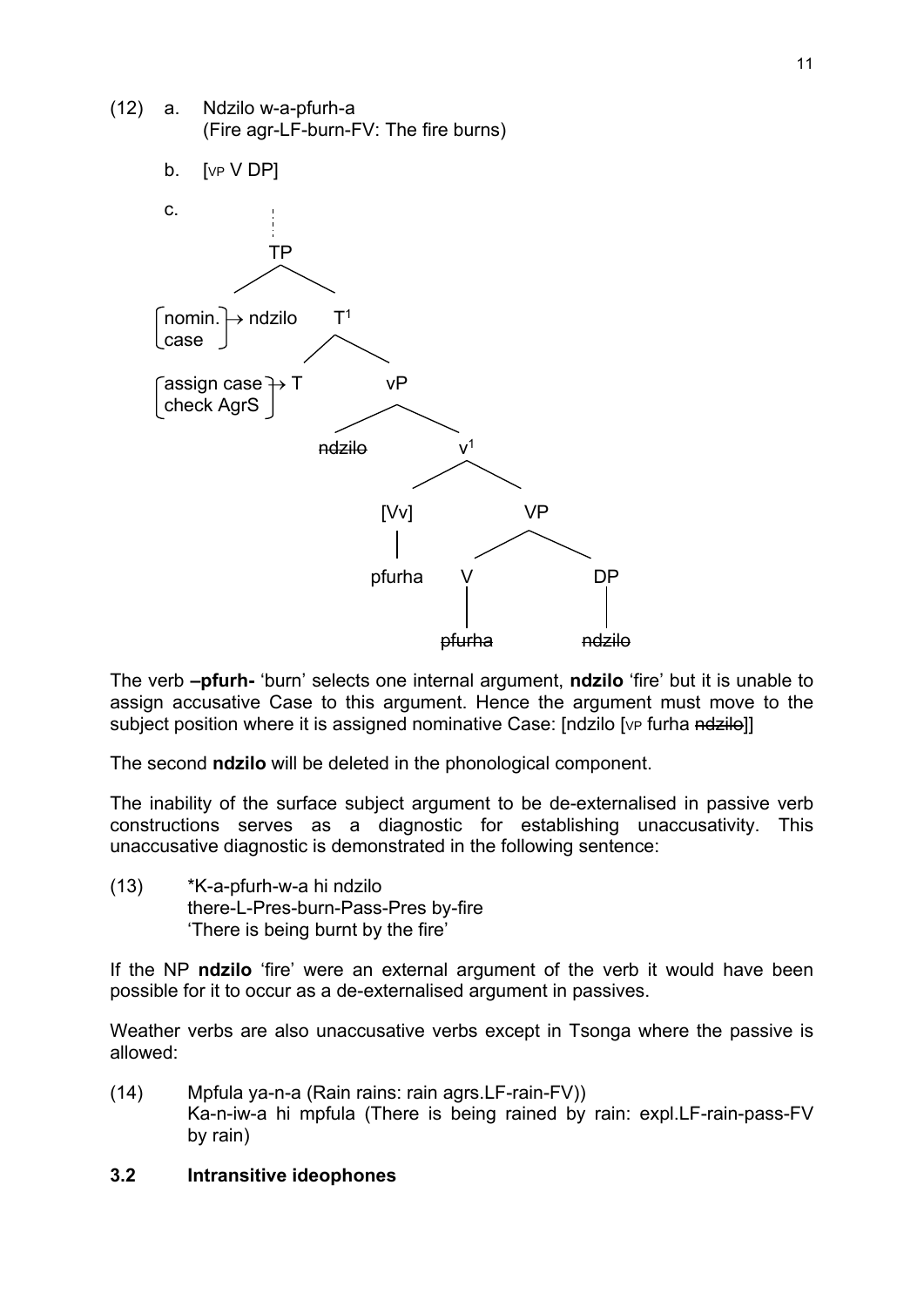(12) a. Ndzilo w-a-pfurh-a
(Fire agr-LF-burn-FV: The fire burns)

b. [VP V DP]

c.

```
                  ⋮
                  TP
          ________|________
         |                 |
[nomin. case] → ndzilo     T¹
                   ________|________
                  |                 |
[assign case, check AgrS] → T       vP
                            ________|________
                           |                 |
                       ~~ndzilo~~            v¹
                                     ________|________
                                    |                 |
                                  [Vv]                VP
                                    |          _______|_______
                                  pfurha      |               |
                                              V               DP
                                              |               |
                                          ~~pfurha~~      ~~ndzilo~~
```

The verb **–pfurh-** 'burn' selects one internal argument, **ndzilo** 'fire' but it is unable to assign accusative Case to this argument. Hence the argument must move to the subject position where it is assigned nominative Case: [ndzilo [VP furha ~~ndzilo~~]]

The second **ndzilo** will be deleted in the phonological component.

The inability of the surface subject argument to be de-externalised in passive verb constructions serves as a diagnostic for establishing unaccusativity. This unaccusative diagnostic is demonstrated in the following sentence:

(13) *K-a-pfurh-w-a hi ndzilo
there-L-Pres-burn-Pass-Pres by-fire
'There is being burnt by the fire'

If the NP **ndzilo** 'fire' were an external argument of the verb it would have been possible for it to occur as a de-externalised argument in passives.

Weather verbs are also unaccusative verbs except in Tsonga where the passive is allowed:

(14) Mpfula ya-n-a (Rain rains: rain agrs.LF-rain-FV))
Ka-n-iw-a hi mpfula (There is being rained by rain: expl.LF-rain-pass-FV by rain)

### 3.2 Intransitive ideophones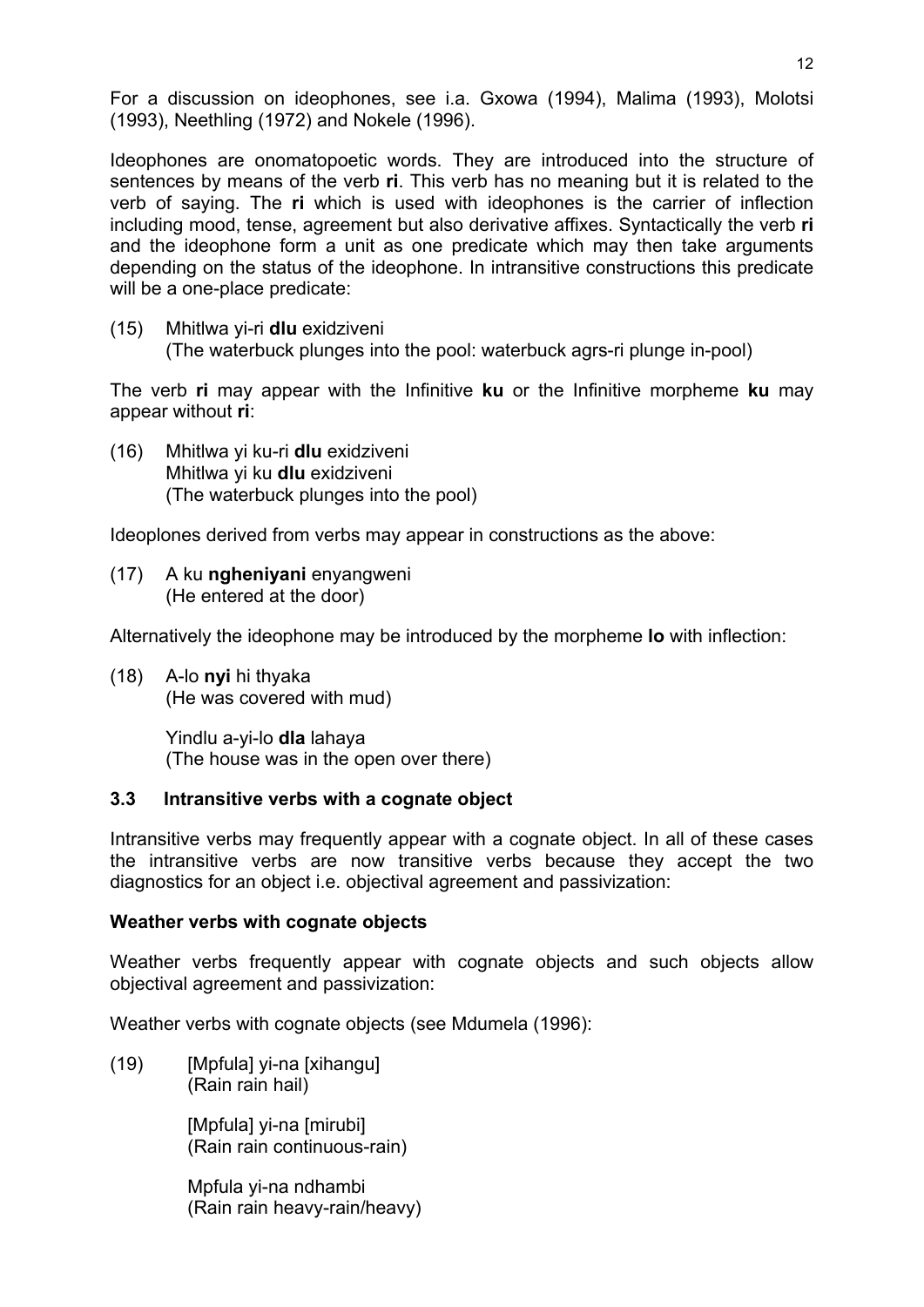For a discussion on ideophones, see i.a. Gxowa (1994), Malima (1993), Molotsi (1993), Neethling (1972) and Nokele (1996).

Ideophones are onomatopoetic words. They are introduced into the structure of sentences by means of the verb **ri**. This verb has no meaning but it is related to the verb of saying. The **ri** which is used with ideophones is the carrier of inflection including mood, tense, agreement but also derivative affixes. Syntactically the verb **ri** and the ideophone form a unit as one predicate which may then take arguments depending on the status of the ideophone. In intransitive constructions this predicate will be a one-place predicate:

(15) Mhitlwa yi-ri **dlu** exidziveni
(The waterbuck plunges into the pool: waterbuck agrs-ri plunge in-pool)

The verb **ri** may appear with the Infinitive **ku** or the Infinitive morpheme **ku** may appear without **ri**:

(16) Mhitlwa yi ku-ri **dlu** exidziveni
Mhitlwa yi ku **dlu** exidziveni
(The waterbuck plunges into the pool)

Ideoplones derived from verbs may appear in constructions as the above:

(17) A ku **ngheniyani** enyangweni
(He entered at the door)

Alternatively the ideophone may be introduced by the morpheme **lo** with inflection:

(18) A-lo **nyi** hi thyaka
(He was covered with mud)

Yindlu a-yi-lo **dla** lahaya
(The house was in the open over there)

### 3.3 Intransitive verbs with a cognate object

Intransitive verbs may frequently appear with a cognate object. In all of these cases the intransitive verbs are now transitive verbs because they accept the two diagnostics for an object i.e. objectival agreement and passivization:

**Weather verbs with cognate objects**

Weather verbs frequently appear with cognate objects and such objects allow objectival agreement and passivization:

Weather verbs with cognate objects (see Mdumela (1996):

(19) [Mpfula] yi-na [xihangu]
(Rain rain hail)

[Mpfula] yi-na [mirubi]
(Rain rain continuous-rain)

Mpfula yi-na ndhambi
(Rain rain heavy-rain/heavy)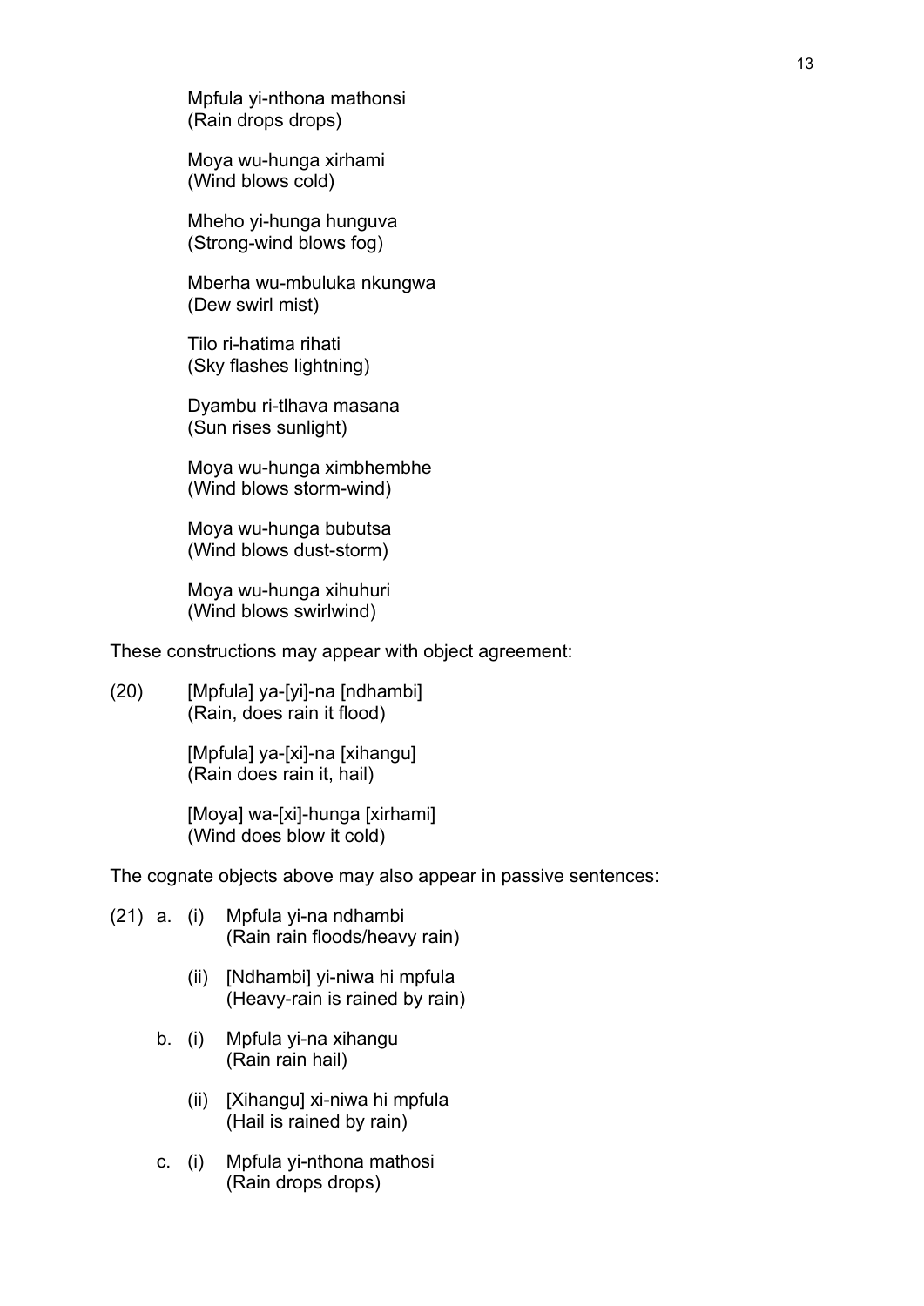Mpfula yi-nthona mathonsi
(Rain drops drops)

Moya wu-hunga xirhami
(Wind blows cold)

Mheho yi-hunga hunguva
(Strong-wind blows fog)

Mberha wu-mbuluka nkungwa
(Dew swirl mist)

Tilo ri-hatima rihati
(Sky flashes lightning)

Dyambu ri-tlhava masana
(Sun rises sunlight)

Moya wu-hunga ximbhembhe
(Wind blows storm-wind)

Moya wu-hunga bubutsa
(Wind blows dust-storm)

Moya wu-hunga xihuhuri
(Wind blows swirlwind)

These constructions may appear with object agreement:

(20) [Mpfula] ya-[yi]-na [ndhambi]
(Rain, does rain it flood)

[Mpfula] ya-[xi]-na [xihangu]
(Rain does rain it, hail)

[Moya] wa-[xi]-hunga [xirhami]
(Wind does blow it cold)

The cognate objects above may also appear in passive sentences:

(21) a. (i) Mpfula yi-na ndhambi
(Rain rain floods/heavy rain)

(ii) [Ndhambi] yi-niwa hi mpfula
(Heavy-rain is rained by rain)

b. (i) Mpfula yi-na xihangu
(Rain rain hail)

(ii) [Xihangu] xi-niwa hi mpfula
(Hail is rained by rain)

c. (i) Mpfula yi-nthona mathosi
(Rain drops drops)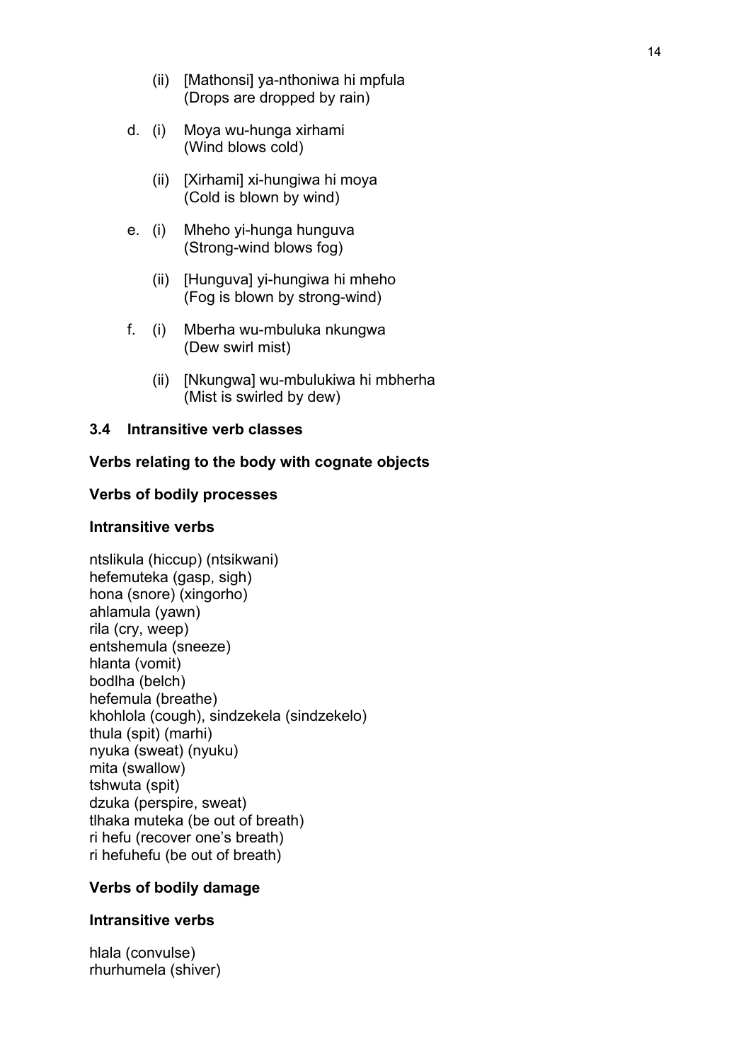(ii) [Mathonsi] ya-nthoniwa hi mpfula
(Drops are dropped by rain)

d. (i) Moya wu-hunga xirhami
(Wind blows cold)

(ii) [Xirhami] xi-hungiwa hi moya
(Cold is blown by wind)

e. (i) Mheho yi-hunga hunguva
(Strong-wind blows fog)

(ii) [Hunguva] yi-hungiwa hi mheho
(Fog is blown by strong-wind)

f. (i) Mberha wu-mbuluka nkungwa
(Dew swirl mist)

(ii) [Nkungwa] wu-mbulukiwa hi mbherha
(Mist is swirled by dew)

### 3.4 Intransitive verb classes

**Verbs relating to the body with cognate objects**

**Verbs of bodily processes**

**Intransitive verbs**

ntslikula (hiccup) (ntsikwani)
hefemuteka (gasp, sigh)
hona (snore) (xingorho)
ahlamula (yawn)
rila (cry, weep)
entshemula (sneeze)
hlanta (vomit)
bodlha (belch)
hefemula (breathe)
khohlola (cough), sindzekela (sindzekelo)
thula (spit) (marhi)
nyuka (sweat) (nyuku)
mita (swallow)
tshwuta (spit)
dzuka (perspire, sweat)
tlhaka muteka (be out of breath)
ri hefu (recover one's breath)
ri hefuhefu (be out of breath)

**Verbs of bodily damage**

**Intransitive verbs**

hlala (convulse)
rhurhumela (shiver)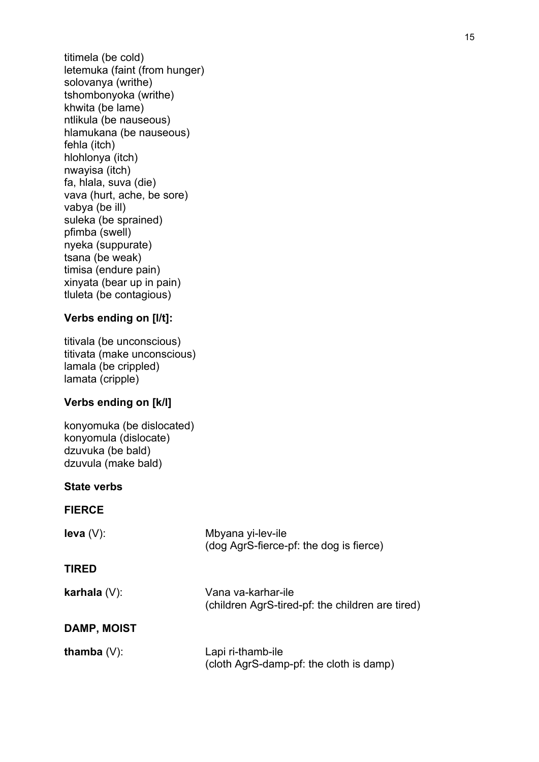titimela (be cold)
letemuka (faint (from hunger)
solovanya (writhe)
tshombonyoka (writhe)
khwita (be lame)
ntlikula (be nauseous)
hlamukana (be nauseous)
fehla (itch)
hlohlonya (itch)
nwayisa (itch)
fa, hlala, suva (die)
vava (hurt, ache, be sore)
vabya (be ill)
suleka (be sprained)
pfimba (swell)
nyeka (suppurate)
tsana (be weak)
timisa (endure pain)
xinyata (bear up in pain)
tluleta (be contagious)

**Verbs ending on [l/t]:**

titivala (be unconscious)
titivata (make unconscious)
lamala (be crippled)
lamata (cripple)

**Verbs ending on [k/l]**

konyomuka (be dislocated)
konyomula (dislocate)
dzuvuka (be bald)
dzuvula (make bald)

**State verbs**

**FIERCE**

**leva** (V): Mbyana yi-lev-ile
(dog AgrS-fierce-pf: the dog is fierce)

**TIRED**

**karhala** (V): Vana va-karhar-ile
(children AgrS-tired-pf: the children are tired)

**DAMP, MOIST**

**thamba** (V): Lapi ri-thamb-ile
(cloth AgrS-damp-pf: the cloth is damp)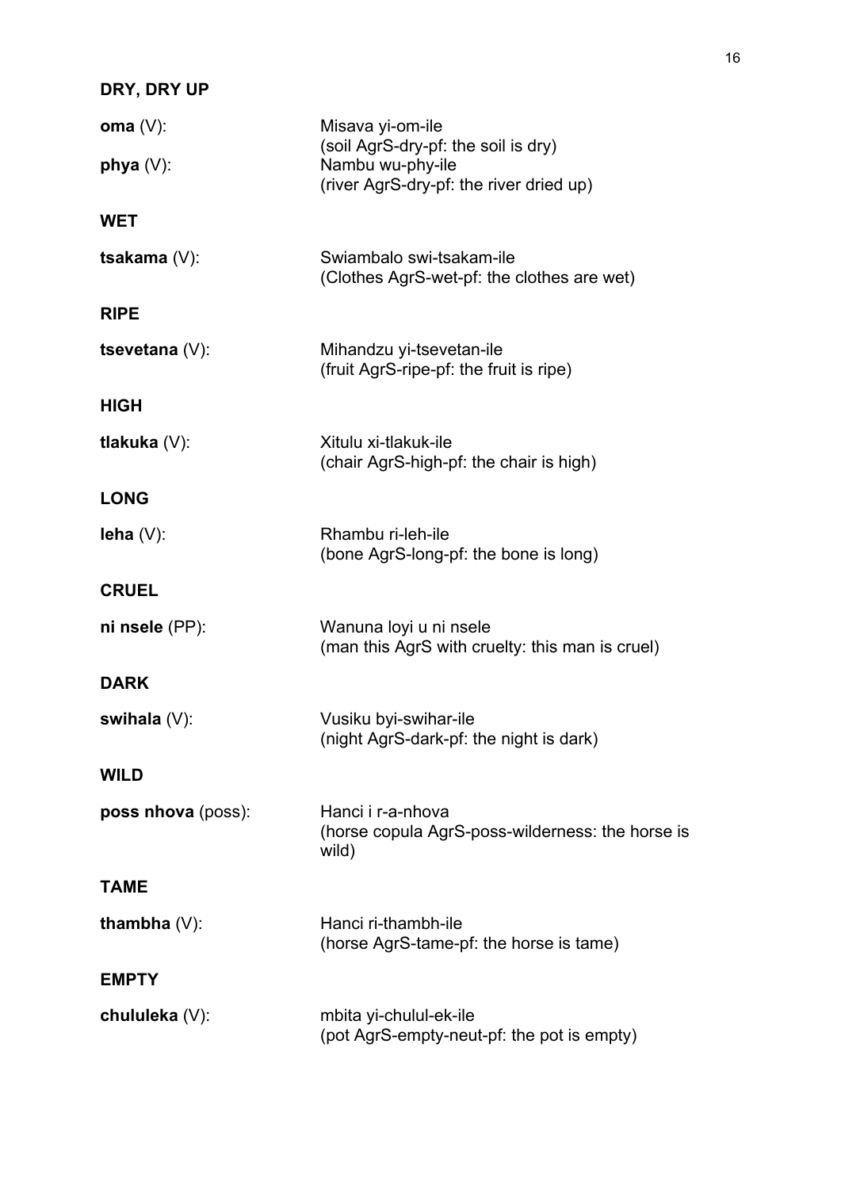**DRY, DRY UP**

**oma** (V): Misava yi-om-ile
(soil AgrS-dry-pf: the soil is dry)

**phya** (V): Nambu wu-phy-ile
(river AgrS-dry-pf: the river dried up)

**WET**

**tsakama** (V): Swiambalo swi-tsakam-ile
(Clothes AgrS-wet-pf: the clothes are wet)

**RIPE**

**tsevetana** (V): Mihandzu yi-tsevetan-ile
(fruit AgrS-ripe-pf: the fruit is ripe)

**HIGH**

**tlakuka** (V): Xitulu xi-tlakuk-ile
(chair AgrS-high-pf: the chair is high)

**LONG**

**leha** (V): Rhambu ri-leh-ile
(bone AgrS-long-pf: the bone is long)

**CRUEL**

**ni nsele** (PP): Wanuna loyi u ni nsele
(man this AgrS with cruelty: this man is cruel)

**DARK**

**swihala** (V): Vusiku byi-swihar-ile
(night AgrS-dark-pf: the night is dark)

**WILD**

**poss nhova** (poss): Hanci i r-a-nhova
(horse copula AgrS-poss-wilderness: the horse is wild)

**TAME**

**thambha** (V): Hanci ri-thambh-ile
(horse AgrS-tame-pf: the horse is tame)

**EMPTY**

**chululeka** (V): mbita yi-chulul-ek-ile
(pot AgrS-empty-neut-pf: the pot is empty)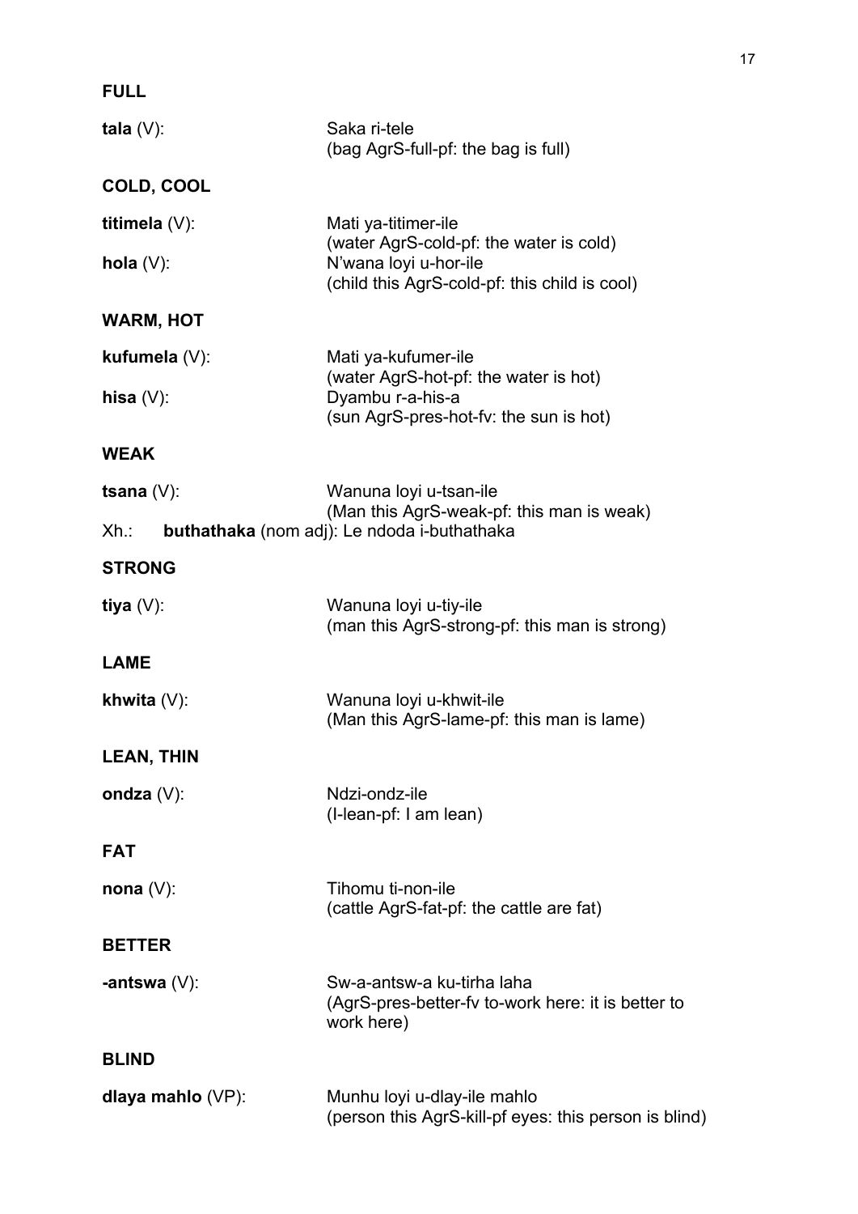**FULL**

**tala** (V): Saka ri-tele
(bag AgrS-full-pf: the bag is full)

**COLD, COOL**

**titimela** (V): Mati ya-titimer-ile
(water AgrS-cold-pf: the water is cold)

**hola** (V): N'wana loyi u-hor-ile
(child this AgrS-cold-pf: this child is cool)

**WARM, HOT**

**kufumela** (V): Mati ya-kufumer-ile
(water AgrS-hot-pf: the water is hot)

**hisa** (V): Dyambu r-a-his-a
(sun AgrS-pres-hot-fv: the sun is hot)

**WEAK**

**tsana** (V): Wanuna loyi u-tsan-ile
(Man this AgrS-weak-pf: this man is weak)

Xh.: **buthathaka** (nom adj): Le ndoda i-buthathaka

**STRONG**

**tiya** (V): Wanuna loyi u-tiy-ile
(man this AgrS-strong-pf: this man is strong)

**LAME**

**khwita** (V): Wanuna loyi u-khwit-ile
(Man this AgrS-lame-pf: this man is lame)

**LEAN, THIN**

**ondza** (V): Ndzi-ondz-ile
(I-lean-pf: I am lean)

**FAT**

**nona** (V): Tihomu ti-non-ile
(cattle AgrS-fat-pf: the cattle are fat)

**BETTER**

**-antswa** (V): Sw-a-antsw-a ku-tirha laha
(AgrS-pres-better-fv to-work here: it is better to work here)

**BLIND**

**dlaya mahlo** (VP): Munhu loyi u-dlay-ile mahlo
(person this AgrS-kill-pf eyes: this person is blind)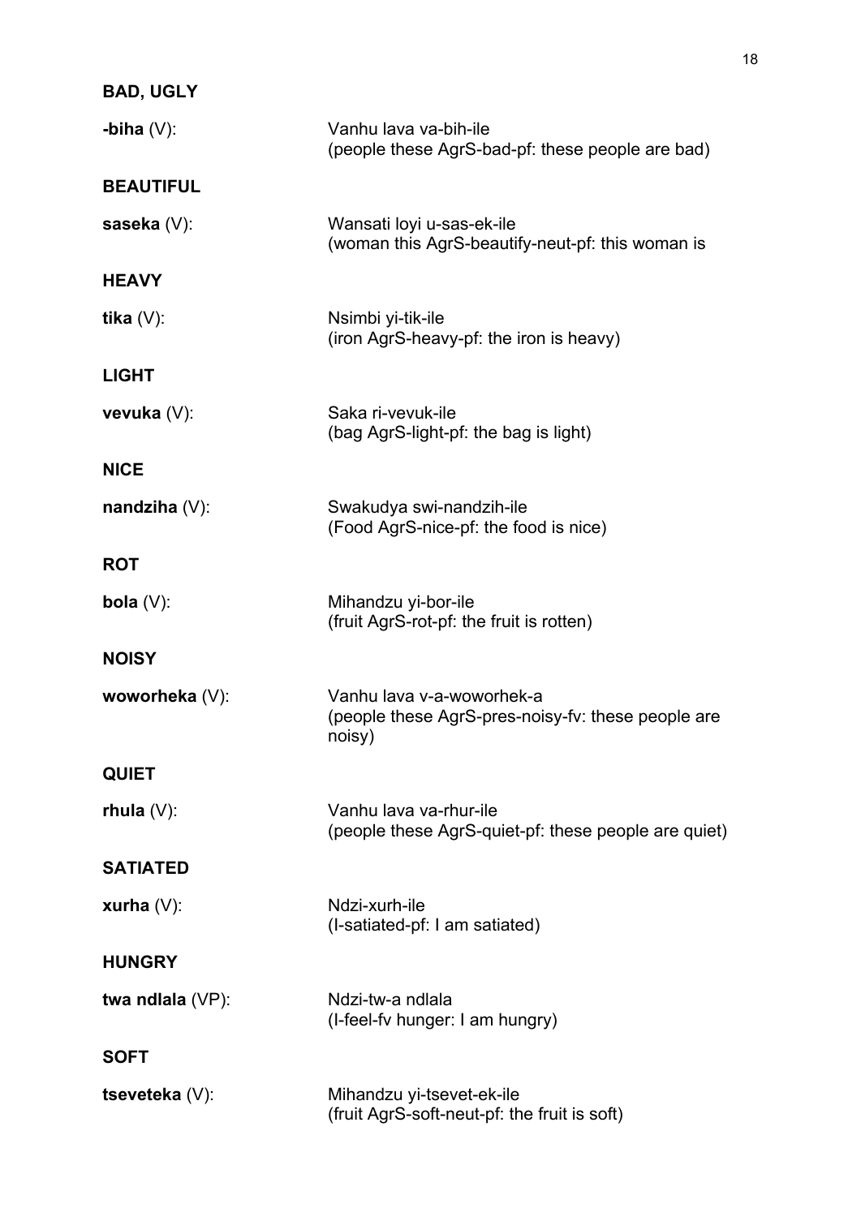**BAD, UGLY**

**-biha** (V): Vanhu lava va-bih-ile
(people these AgrS-bad-pf: these people are bad)

**BEAUTIFUL**

**saseka** (V): Wansati loyi u-sas-ek-ile
(woman this AgrS-beautify-neut-pf: this woman is

**HEAVY**

**tika** (V): Nsimbi yi-tik-ile
(iron AgrS-heavy-pf: the iron is heavy)

**LIGHT**

**vevuka** (V): Saka ri-vevuk-ile
(bag AgrS-light-pf: the bag is light)

**NICE**

**nandziha** (V): Swakudya swi-nandzih-ile
(Food AgrS-nice-pf: the food is nice)

**ROT**

**bola** (V): Mihandzu yi-bor-ile
(fruit AgrS-rot-pf: the fruit is rotten)

**NOISY**

**woworheka** (V): Vanhu lava v-a-woworhek-a
(people these AgrS-pres-noisy-fv: these people are noisy)

**QUIET**

**rhula** (V): Vanhu lava va-rhur-ile
(people these AgrS-quiet-pf: these people are quiet)

**SATIATED**

**xurha** (V): Ndzi-xurh-ile
(I-satiated-pf: I am satiated)

**HUNGRY**

**twa ndlala** (VP): Ndzi-tw-a ndlala
(I-feel-fv hunger: I am hungry)

**SOFT**

**tseveteka** (V): Mihandzu yi-tsevet-ek-ile
(fruit AgrS-soft-neut-pf: the fruit is soft)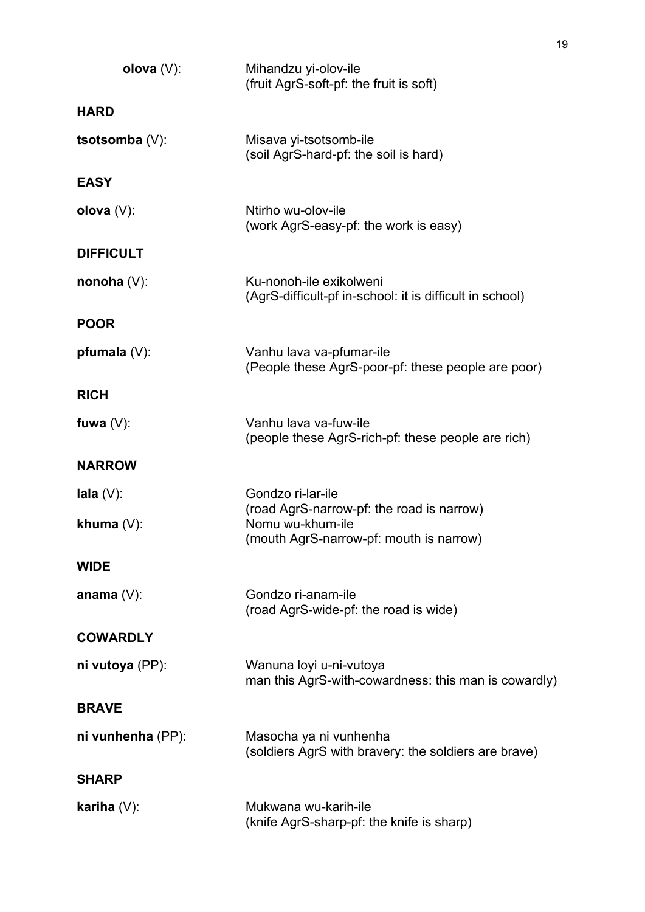**olova** (V): Mihandzu yi-olov-ile
(fruit AgrS-soft-pf: the fruit is soft)

**HARD**

**tsotsomba** (V): Misava yi-tsotsomb-ile
(soil AgrS-hard-pf: the soil is hard)

**EASY**

**olova** (V): Ntirho wu-olov-ile
(work AgrS-easy-pf: the work is easy)

**DIFFICULT**

**nonoha** (V): Ku-nonoh-ile exikolweni
(AgrS-difficult-pf in-school: it is difficult in school)

**POOR**

**pfumala** (V): Vanhu lava va-pfumar-ile
(People these AgrS-poor-pf: these people are poor)

**RICH**

**fuwa** (V): Vanhu lava va-fuw-ile
(people these AgrS-rich-pf: these people are rich)

**NARROW**

**lala** (V): Gondzo ri-lar-ile
(road AgrS-narrow-pf: the road is narrow)

**khuma** (V): Nomu wu-khum-ile
(mouth AgrS-narrow-pf: mouth is narrow)

**WIDE**

**anama** (V): Gondzo ri-anam-ile
(road AgrS-wide-pf: the road is wide)

**COWARDLY**

**ni vutoya** (PP): Wanuna loyi u-ni-vutoya
man this AgrS-with-cowardness: this man is cowardly)

**BRAVE**

**ni vunhenha** (PP): Masocha ya ni vunhenha
(soldiers AgrS with bravery: the soldiers are brave)

**SHARP**

**kariha** (V): Mukwana wu-karih-ile
(knife AgrS-sharp-pf: the knife is sharp)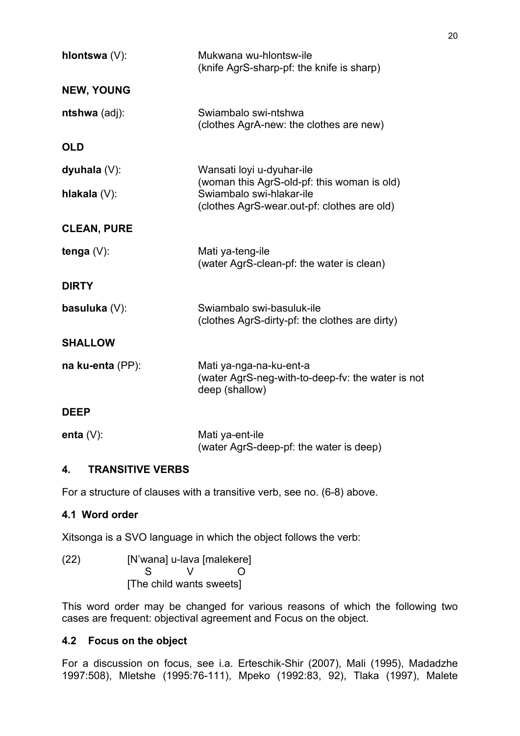**hlontswa** (V): Mukwana wu-hlontsw-ile
(knife AgrS-sharp-pf: the knife is sharp)

**NEW, YOUNG**

**ntshwa** (adj): Swiambalo swi-ntshwa
(clothes AgrA-new: the clothes are new)

**OLD**

**dyuhala** (V): Wansati loyi u-dyuhar-ile
(woman this AgrS-old-pf: this woman is old)

**hlakala** (V): Swiambalo swi-hlakar-ile
(clothes AgrS-wear.out-pf: clothes are old)

**CLEAN, PURE**

**tenga** (V): Mati ya-teng-ile
(water AgrS-clean-pf: the water is clean)

**DIRTY**

**basuluka** (V): Swiambalo swi-basuluk-ile
(clothes AgrS-dirty-pf: the clothes are dirty)

**SHALLOW**

**na ku-enta** (PP): Mati ya-nga-na-ku-ent-a
(water AgrS-neg-with-to-deep-fv: the water is not deep (shallow)

**DEEP**

**enta** (V): Mati ya-ent-ile
(water AgrS-deep-pf: the water is deep)

## 4. TRANSITIVE VERBS

For a structure of clauses with a transitive verb, see no. (6-8) above.

### 4.1 Word order

Xitsonga is a SVO language in which the object follows the verb:

(22) [N'wana] u-lava [malekere]
S V O
[The child wants sweets]

This word order may be changed for various reasons of which the following two cases are frequent: objectival agreement and Focus on the object.

### 4.2 Focus on the object

For a discussion on focus, see i.a. Erteschik-Shir (2007), Mali (1995), Madadzhe 1997:508), Mletshe (1995:76-111), Mpeko (1992:83, 92), Tlaka (1997), Malete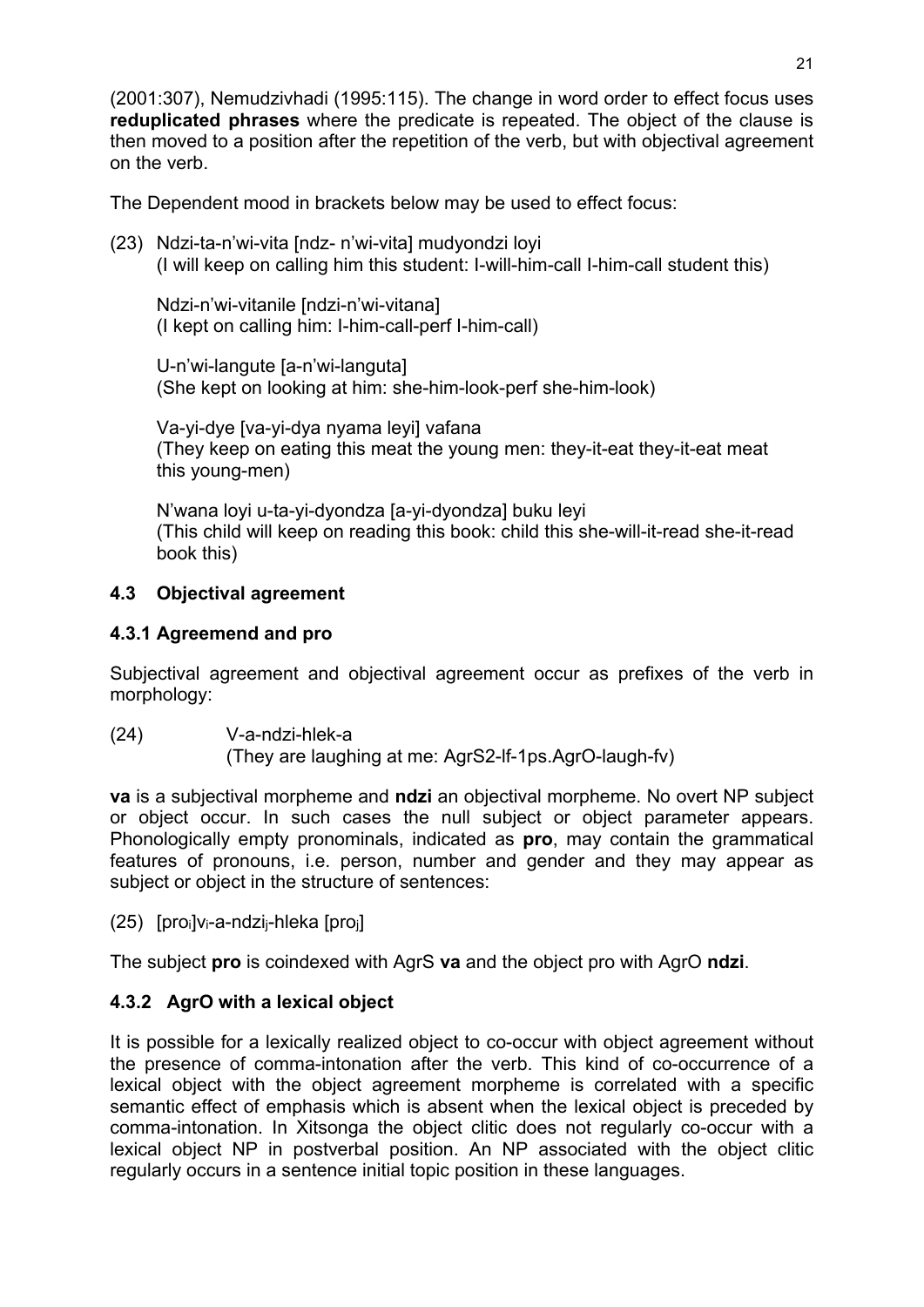(2001:307), Nemudzivhadi (1995:115). The change in word order to effect focus uses **reduplicated phrases** where the predicate is repeated. The object of the clause is then moved to a position after the repetition of the verb, but with objectival agreement on the verb.

The Dependent mood in brackets below may be used to effect focus:

(23) Ndzi-ta-n'wi-vita [ndz- n'wi-vita] mudyondzi loyi
(I will keep on calling him this student: I-will-him-call I-him-call student this)

Ndzi-n'wi-vitanile [ndzi-n'wi-vitana]
(I kept on calling him: I-him-call-perf I-him-call)

U-n'wi-langute [a-n'wi-languta]
(She kept on looking at him: she-him-look-perf she-him-look)

Va-yi-dye [va-yi-dya nyama leyi] vafana
(They keep on eating this meat the young men: they-it-eat they-it-eat meat this young-men)

N'wana loyi u-ta-yi-dyondza [a-yi-dyondza] buku leyi
(This child will keep on reading this book: child this she-will-it-read she-it-read book this)

### 4.3 Objectival agreement

#### 4.3.1 Agreemend and pro

Subjectival agreement and objectival agreement occur as prefixes of the verb in morphology:

(24) V-a-ndzi-hlek-a
(They are laughing at me: AgrS2-lf-1ps.AgrO-laugh-fv)

**va** is a subjectival morpheme and **ndzi** an objectival morpheme. No overt NP subject or object occur. In such cases the null subject or object parameter appears. Phonologically empty pronominals, indicated as **pro**, may contain the grammatical features of pronouns, i.e. person, number and gender and they may appear as subject or object in the structure of sentences:

(25) [$pro_i$]$v_i$-a-$ndzi_j$-hleka [$pro_j$]

The subject **pro** is coindexed with AgrS **va** and the object pro with AgrO **ndzi**.

#### 4.3.2 AgrO with a lexical object

It is possible for a lexically realized object to co-occur with object agreement without the presence of comma-intonation after the verb. This kind of co-occurrence of a lexical object with the object agreement morpheme is correlated with a specific semantic effect of emphasis which is absent when the lexical object is preceded by comma-intonation. In Xitsonga the object clitic does not regularly co-occur with a lexical object NP in postverbal position. An NP associated with the object clitic regularly occurs in a sentence initial topic position in these languages.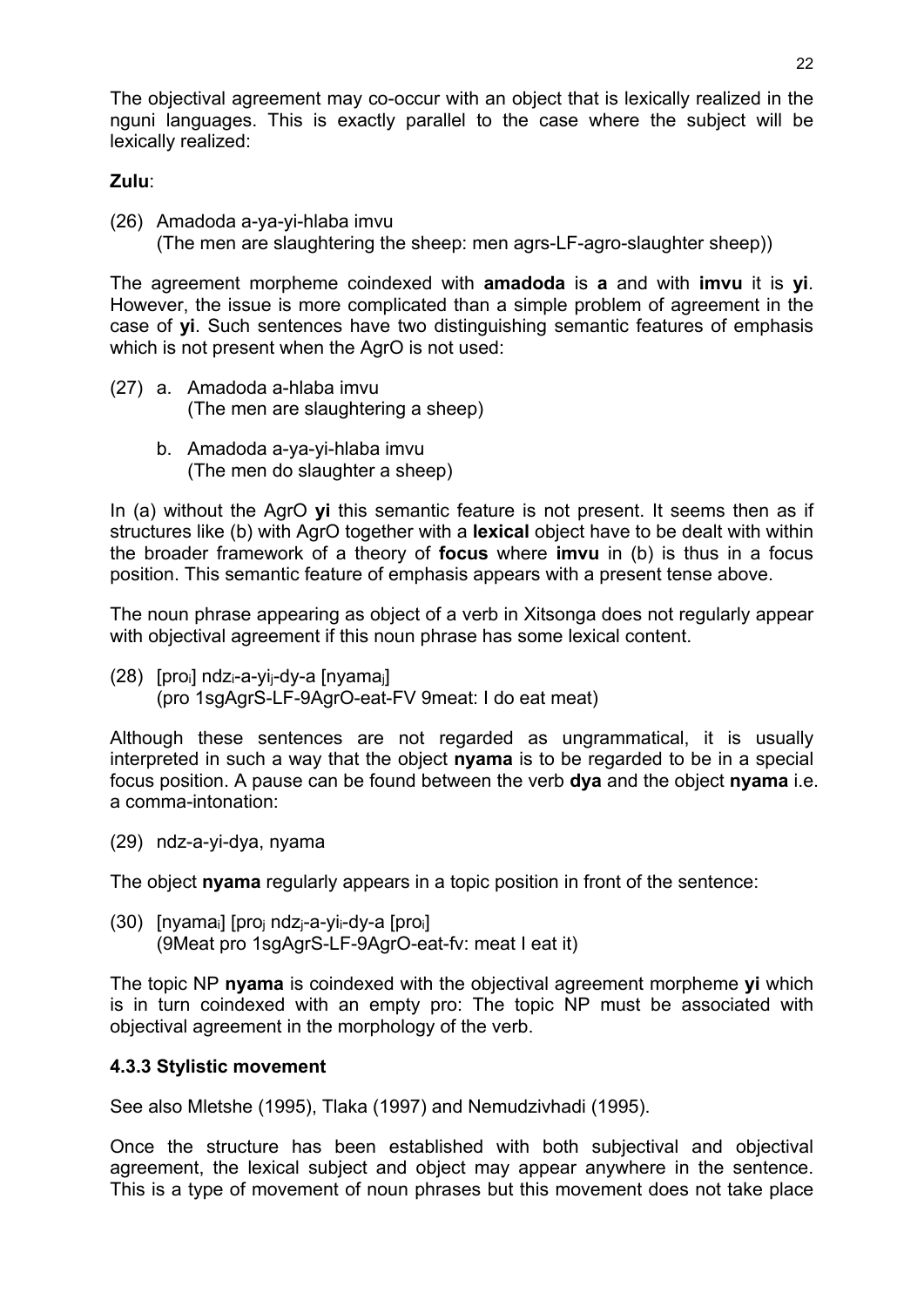The objectival agreement may co-occur with an object that is lexically realized in the nguni languages. This is exactly parallel to the case where the subject will be lexically realized:

**Zulu**:

(26) Amadoda a-ya-yi-hlaba imvu
(The men are slaughtering the sheep: men agrs-LF-agro-slaughter sheep))

The agreement morpheme coindexed with **amadoda** is **a** and with **imvu** it is **yi**. However, the issue is more complicated than a simple problem of agreement in the case of **yi**. Such sentences have two distinguishing semantic features of emphasis which is not present when the AgrO is not used:

(27) a. Amadoda a-hlaba imvu
(The men are slaughtering a sheep)

b. Amadoda a-ya-yi-hlaba imvu
(The men do slaughter a sheep)

In (a) without the AgrO **yi** this semantic feature is not present. It seems then as if structures like (b) with AgrO together with a **lexical** object have to be dealt with within the broader framework of a theory of **focus** where **imvu** in (b) is thus in a focus position. This semantic feature of emphasis appears with a present tense above.

The noun phrase appearing as object of a verb in Xitsonga does not regularly appear with objectival agreement if this noun phrase has some lexical content.

(28) [$pro_i$] $ndz_i$-a-$yi_j$-dy-a [$nyama_j$]
(pro 1sgAgrS-LF-9AgrO-eat-FV 9meat: I do eat meat)

Although these sentences are not regarded as ungrammatical, it is usually interpreted in such a way that the object **nyama** is to be regarded to be in a special focus position. A pause can be found between the verb **dya** and the object **nyama** i.e. a comma-intonation:

(29) ndz-a-yi-dya, nyama

The object **nyama** regularly appears in a topic position in front of the sentence:

(30) [$nyama_i$] [$pro_j$ $ndz_j$-a-$yi_i$-dy-a [$pro_i$]
(9Meat pro 1sgAgrS-LF-9AgrO-eat-fv: meat I eat it)

The topic NP **nyama** is coindexed with the objectival agreement morpheme **yi** which is in turn coindexed with an empty pro: The topic NP must be associated with objectival agreement in the morphology of the verb.

### 4.3.3 Stylistic movement

See also Mletshe (1995), Tlaka (1997) and Nemudzivhadi (1995).

Once the structure has been established with both subjectival and objectival agreement, the lexical subject and object may appear anywhere in the sentence. This is a type of movement of noun phrases but this movement does not take place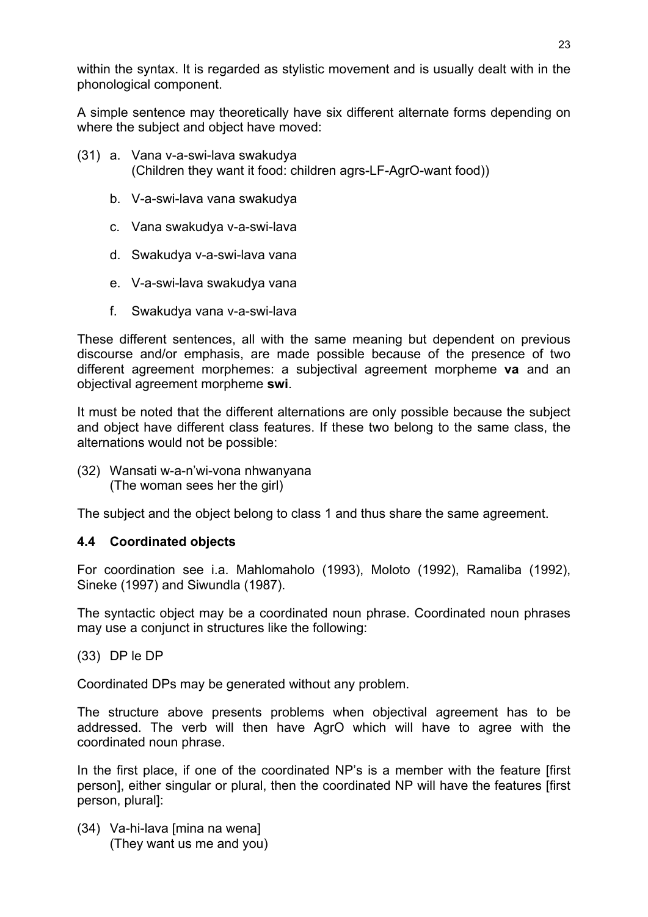within the syntax. It is regarded as stylistic movement and is usually dealt with in the phonological component.

A simple sentence may theoretically have six different alternate forms depending on where the subject and object have moved:

(31) a. Vana v-a-swi-lava swakudya
(Children they want it food: children agrs-LF-AgrO-want food))

b. V-a-swi-lava vana swakudya

c. Vana swakudya v-a-swi-lava

d. Swakudya v-a-swi-lava vana

e. V-a-swi-lava swakudya vana

f. Swakudya vana v-a-swi-lava

These different sentences, all with the same meaning but dependent on previous discourse and/or emphasis, are made possible because of the presence of two different agreement morphemes: a subjectival agreement morpheme **va** and an objectival agreement morpheme **swi**.

It must be noted that the different alternations are only possible because the subject and object have different class features. If these two belong to the same class, the alternations would not be possible:

(32) Wansati w-a-n'wi-vona nhwanyana
(The woman sees her the girl)

The subject and the object belong to class 1 and thus share the same agreement.

### 4.4 Coordinated objects

For coordination see i.a. Mahlomaholo (1993), Moloto (1992), Ramaliba (1992), Sineke (1997) and Siwundla (1987).

The syntactic object may be a coordinated noun phrase. Coordinated noun phrases may use a conjunct in structures like the following:

(33) DP le DP

Coordinated DPs may be generated without any problem.

The structure above presents problems when objectival agreement has to be addressed. The verb will then have AgrO which will have to agree with the coordinated noun phrase.

In the first place, if one of the coordinated NP's is a member with the feature [first person], either singular or plural, then the coordinated NP will have the features [first person, plural]:

(34) Va-hi-lava [mina na wena]
(They want us me and you)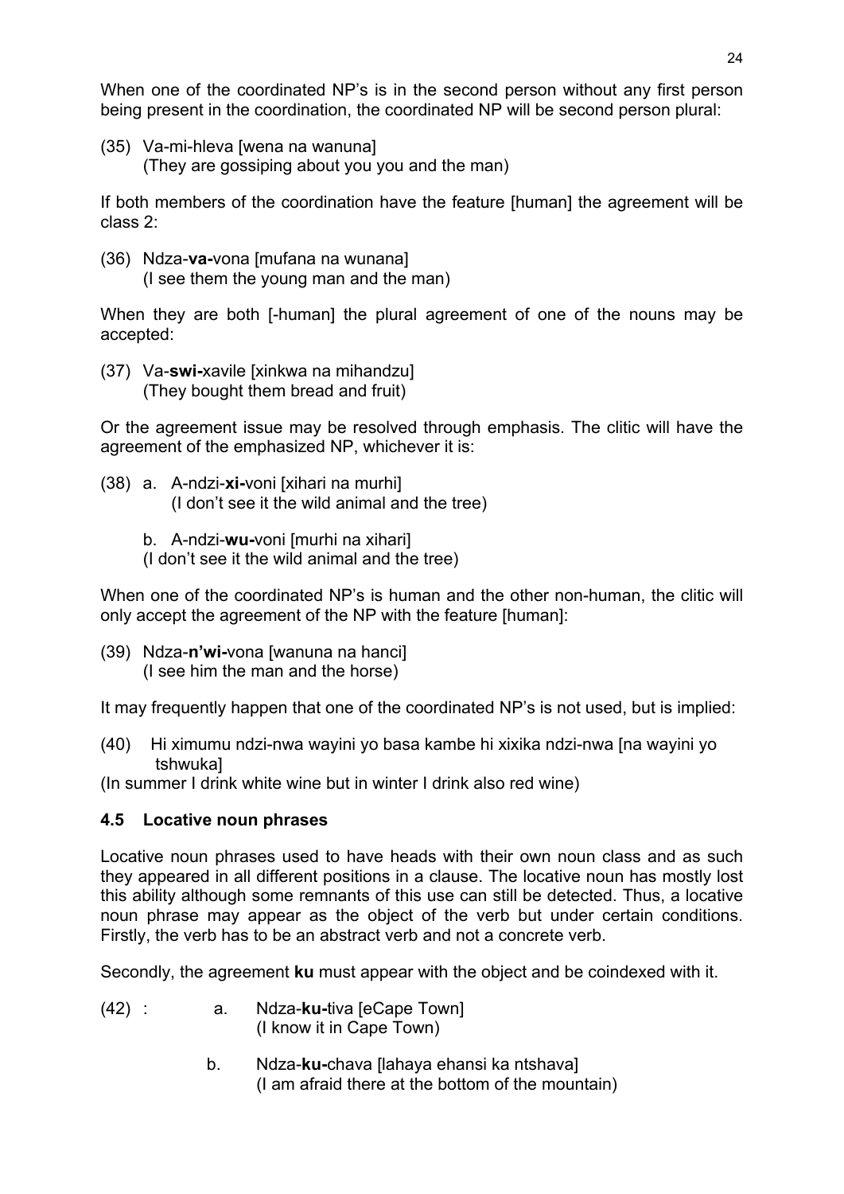When one of the coordinated NP's is in the second person without any first person being present in the coordination, the coordinated NP will be second person plural:

(35) Va-mi-hleva [wena na wanuna]
(They are gossiping about you you and the man)

If both members of the coordination have the feature [human] the agreement will be class 2:

(36) Ndza-**va-**vona [mufana na wunana]
(I see them the young man and the man)

When they are both [-human] the plural agreement of one of the nouns may be accepted:

(37) Va-**swi-**xavile [xinkwa na mihandzu]
(They bought them bread and fruit)

Or the agreement issue may be resolved through emphasis. The clitic will have the agreement of the emphasized NP, whichever it is:

(38) a. A-ndzi-**xi-**voni [xihari na murhi]
(I don't see it the wild animal and the tree)

b. A-ndzi-**wu-**voni [murhi na xihari]
(I don't see it the wild animal and the tree)

When one of the coordinated NP's is human and the other non-human, the clitic will only accept the agreement of the NP with the feature [human]:

(39) Ndza-**n'wi-**vona [wanuna na hanci]
(I see him the man and the horse)

It may frequently happen that one of the coordinated NP's is not used, but is implied:

(40) Hi ximumu ndzi-nwa wayini yo basa kambe hi xixika ndzi-nwa [na wayini yo tshwuka]
(In summer I drink white wine but in winter I drink also red wine)

### 4.5 Locative noun phrases

Locative noun phrases used to have heads with their own noun class and as such they appeared in all different positions in a clause. The locative noun has mostly lost this ability although some remnants of this use can still be detected. Thus, a locative noun phrase may appear as the object of the verb but under certain conditions. Firstly, the verb has to be an abstract verb and not a concrete verb.

Secondly, the agreement **ku** must appear with the object and be coindexed with it.

(42) : a. Ndza-**ku-**tiva [eCape Town]
(I know it in Cape Town)

b. Ndza-**ku-**chava [lahaya ehansi ka ntshava]
(I am afraid there at the bottom of the mountain)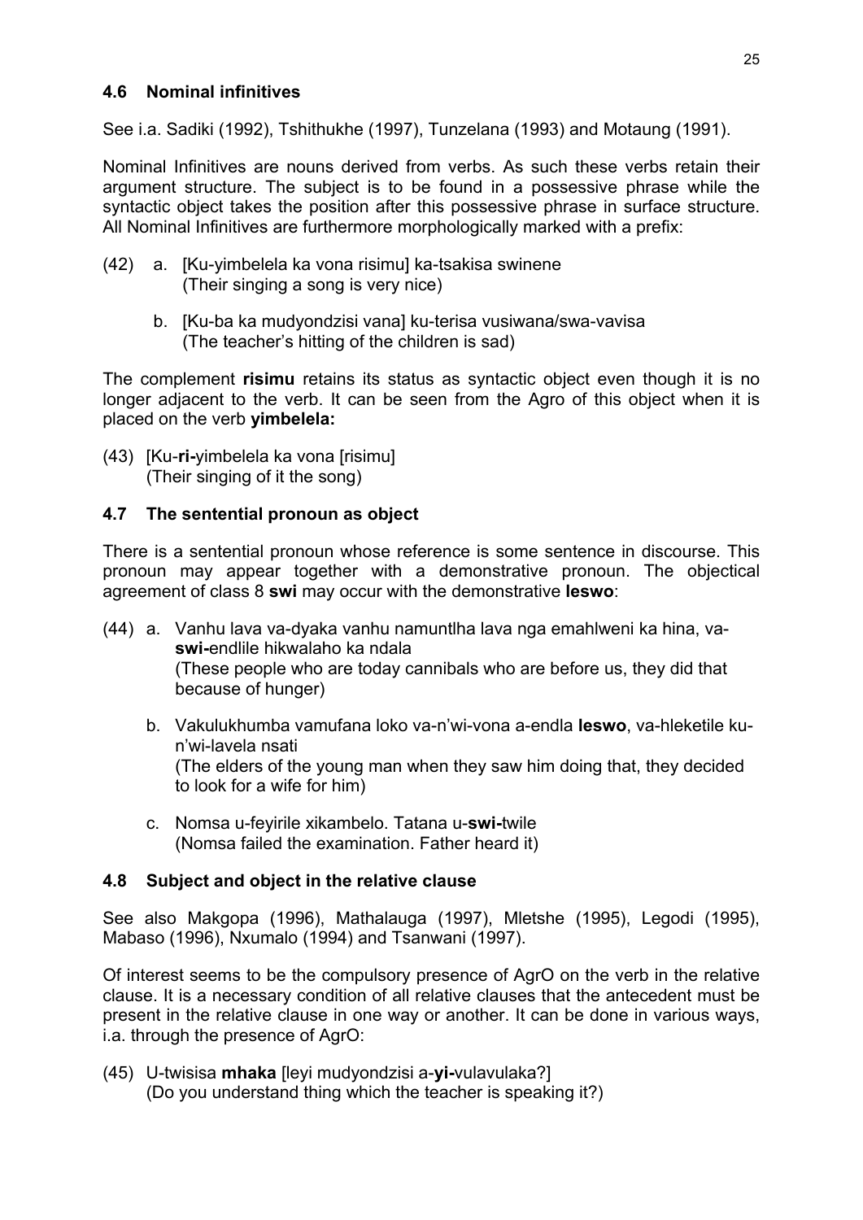### 4.6 Nominal infinitives

See i.a. Sadiki (1992), Tshithukhe (1997), Tunzelana (1993) and Motaung (1991).

Nominal Infinitives are nouns derived from verbs. As such these verbs retain their argument structure. The subject is to be found in a possessive phrase while the syntactic object takes the position after this possessive phrase in surface structure. All Nominal Infinitives are furthermore morphologically marked with a prefix:

(42) a. [Ku-yimbelela ka vona risimu] ka-tsakisa swinene
(Their singing a song is very nice)

b. [Ku-ba ka mudyondzisi vana] ku-terisa vusiwana/swa-vavisa
(The teacher's hitting of the children is sad)

The complement **risimu** retains its status as syntactic object even though it is no longer adjacent to the verb. It can be seen from the Agro of this object when it is placed on the verb **yimbelela:**

(43) [Ku-**ri-**yimbelela ka vona [risimu]
(Their singing of it the song)

### 4.7 The sentential pronoun as object

There is a sentential pronoun whose reference is some sentence in discourse. This pronoun may appear together with a demonstrative pronoun. The objectical agreement of class 8 **swi** may occur with the demonstrative **leswo**:

(44) a. Vanhu lava va-dyaka vanhu namuntlha lava nga emahlweni ka hina, va-**swi-**endlile hikwalaho ka ndala
(These people who are today cannibals who are before us, they did that because of hunger)

b. Vakulukhumba vamufana loko va-n'wi-vona a-endla **leswo**, va-hleketile ku-n'wi-lavela nsati
(The elders of the young man when they saw him doing that, they decided to look for a wife for him)

c. Nomsa u-feyirile xikambelo. Tatana u-**swi-**twile
(Nomsa failed the examination. Father heard it)

### 4.8 Subject and object in the relative clause

See also Makgopa (1996), Mathalauga (1997), Mletshe (1995), Legodi (1995), Mabaso (1996), Nxumalo (1994) and Tsanwani (1997).

Of interest seems to be the compulsory presence of AgrO on the verb in the relative clause. It is a necessary condition of all relative clauses that the antecedent must be present in the relative clause in one way or another. It can be done in various ways, i.a. through the presence of AgrO:

(45) U-twisisa **mhaka** [leyi mudyondzisi a-**yi-**vulavulaka?]
(Do you understand thing which the teacher is speaking it?)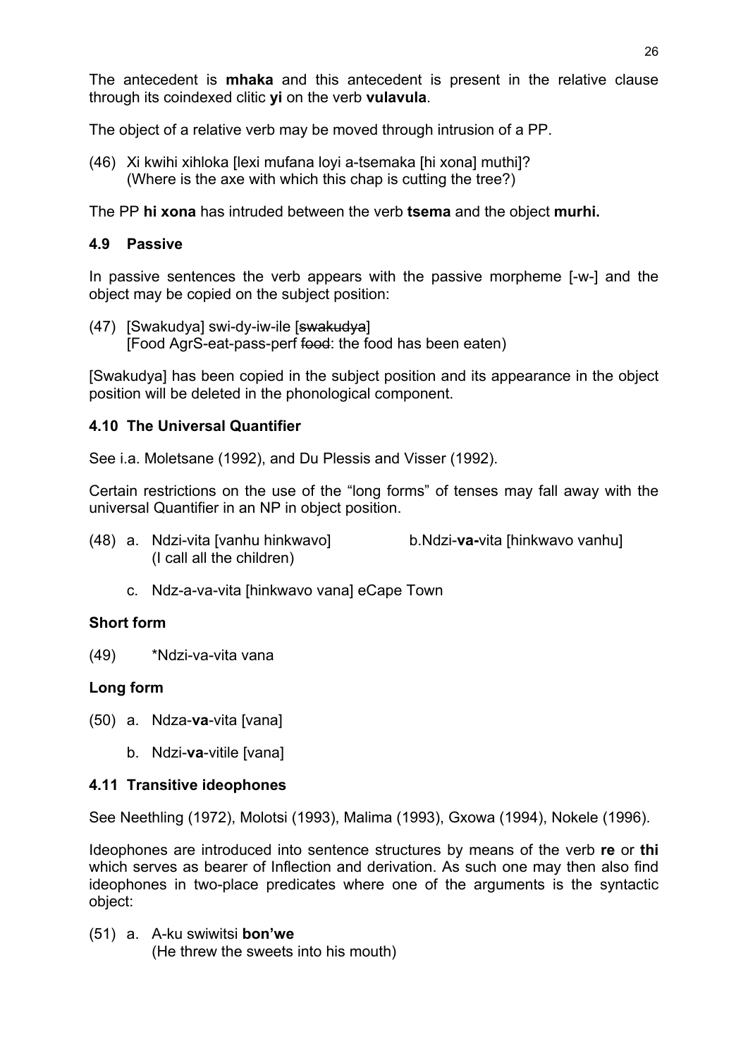The antecedent is **mhaka** and this antecedent is present in the relative clause through its coindexed clitic **yi** on the verb **vulavula**.

The object of a relative verb may be moved through intrusion of a PP.

(46) Xi kwihi xihloka [lexi mufana loyi a-tsemaka [hi xona] muthi]?
(Where is the axe with which this chap is cutting the tree?)

The PP **hi xona** has intruded between the verb **tsema** and the object **murhi.**

### 4.9 Passive

In passive sentences the verb appears with the passive morpheme [-w-] and the object may be copied on the subject position:

(47) [Swakudya] swi-dy-iw-ile [~~swakudya~~]
[Food AgrS-eat-pass-perf ~~food~~: the food has been eaten)

[Swakudya] has been copied in the subject position and its appearance in the object position will be deleted in the phonological component.

### 4.10 The Universal Quantifier

See i.a. Moletsane (1992), and Du Plessis and Visser (1992).

Certain restrictions on the use of the "long forms" of tenses may fall away with the universal Quantifier in an NP in object position.

(48) a. Ndzi-vita [vanhu hinkwavo] b.Ndzi-**va-**vita [hinkwavo vanhu]
(I call all the children)

c. Ndz-a-va-vita [hinkwavo vana] eCape Town

**Short form**

(49) *Ndzi-va-vita vana

**Long form**

(50) a. Ndza-**va**-vita [vana]

b. Ndzi-**va**-vitile [vana]

### 4.11 Transitive ideophones

See Neethling (1972), Molotsi (1993), Malima (1993), Gxowa (1994), Nokele (1996).

Ideophones are introduced into sentence structures by means of the verb **re** or **thi** which serves as bearer of Inflection and derivation. As such one may then also find ideophones in two-place predicates where one of the arguments is the syntactic object:

(51) a. A-ku swiwitsi **bon'we**
(He threw the sweets into his mouth)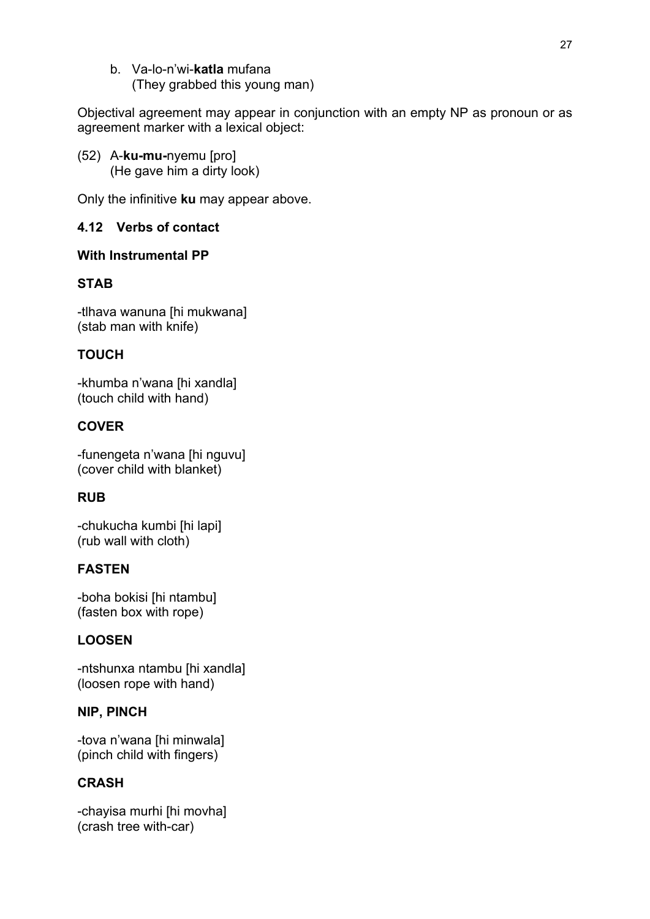b. Va-lo-n'wi-**katla** mufana
   (They grabbed this young man)

Objectival agreement may appear in conjunction with an empty NP as pronoun or as agreement marker with a lexical object:

(52) A-**ku-mu-**nyemu [pro]
     (He gave him a dirty look)

Only the infinitive **ku** may appear above.

### 4.12 Verbs of contact

**With Instrumental PP**

**STAB**

-tlhava wanuna [hi mukwana]
(stab man with knife)

**TOUCH**

-khumba n'wana [hi xandla]
(touch child with hand)

**COVER**

-funengeta n'wana [hi nguvu]
(cover child with blanket)

**RUB**

-chukucha kumbi [hi lapi]
(rub wall with cloth)

**FASTEN**

-boha bokisi [hi ntambu]
(fasten box with rope)

**LOOSEN**

-ntshunxa ntambu [hi xandla]
(loosen rope with hand)

**NIP, PINCH**

-tova n'wana [hi minwala]
(pinch child with fingers)

**CRASH**

-chayisa murhi [hi movha]
(crash tree with-car)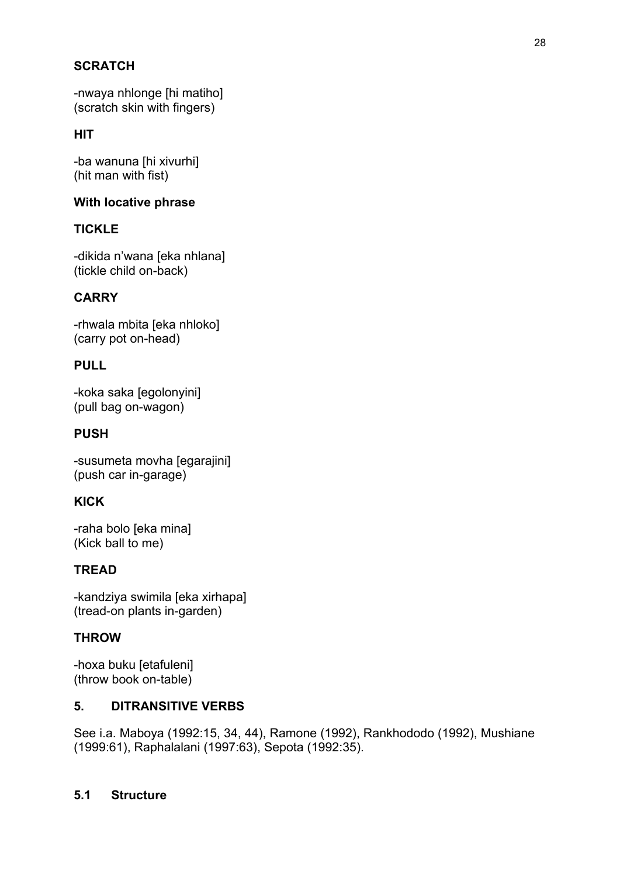**SCRATCH**

-nwaya nhlonge [hi matiho]
(scratch skin with fingers)

**HIT**

-ba wanuna [hi xivurhi]
(hit man with fist)

**With locative phrase**

**TICKLE**

-dikida n'wana [eka nhlana]
(tickle child on-back)

**CARRY**

-rhwala mbita [eka nhloko]
(carry pot on-head)

**PULL**

-koka saka [egolonyini]
(pull bag on-wagon)

**PUSH**

-susumeta movha [egarajini]
(push car in-garage)

**KICK**

-raha bolo [eka mina]
(Kick ball to me)

**TREAD**

-kandziya swimila [eka xirhapa]
(tread-on plants in-garden)

**THROW**

-hoxa buku [etafuleni]
(throw book on-table)

## 5. DITRANSITIVE VERBS

See i.a. Maboya (1992:15, 34, 44), Ramone (1992), Rankhododo (1992), Mushiane (1999:61), Raphalalani (1997:63), Sepota (1992:35).

### 5.1 Structure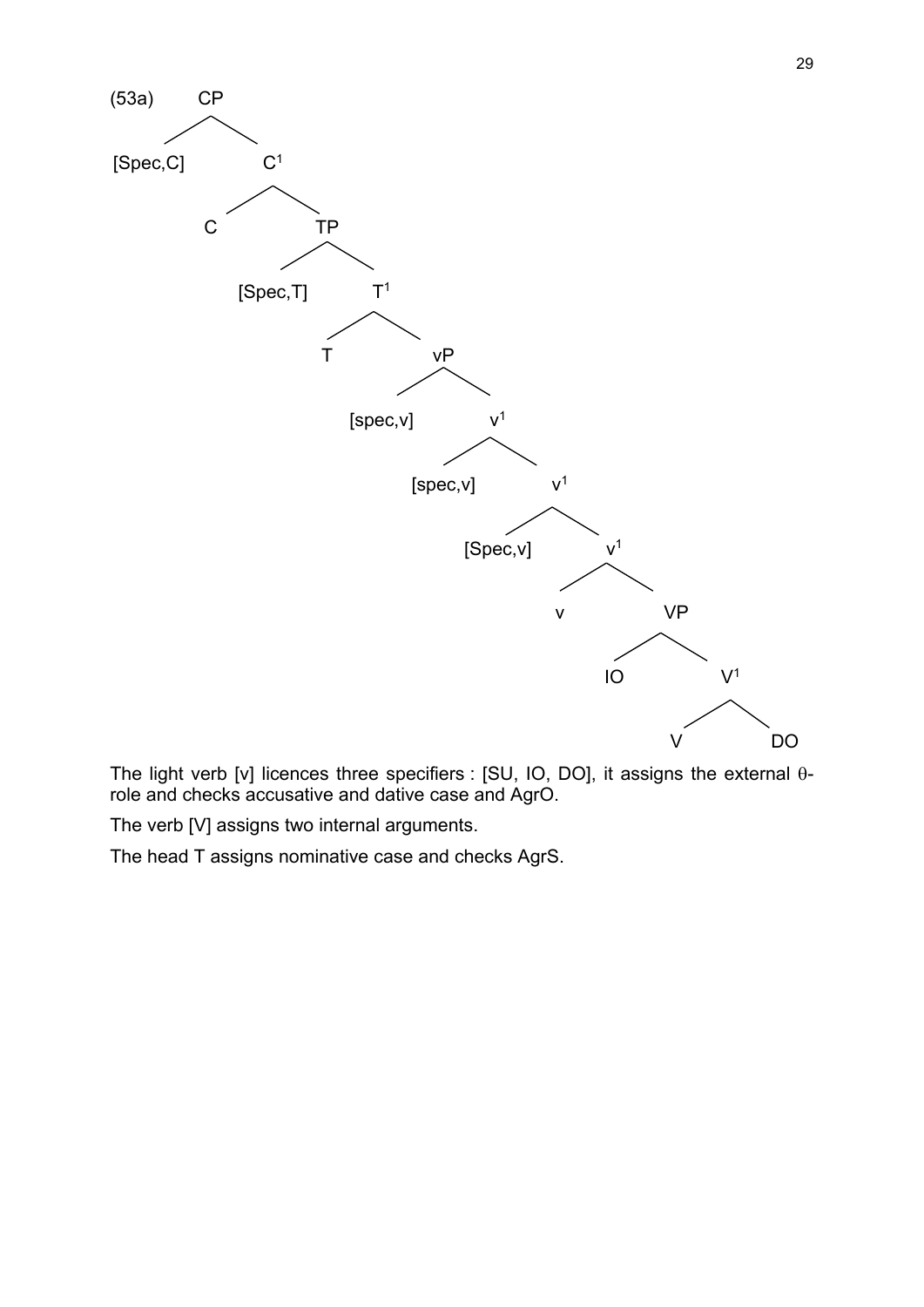(53a)

```
CP
├── [Spec,C]
└── C¹
    ├── C
    └── TP
        ├── [Spec,T]
        └── T¹
            ├── T
            └── vP
                ├── [spec,v]
                └── v¹
                    ├── [spec,v]
                    └── v¹
                        ├── [Spec,v]
                        └── v¹
                            ├── v
                            └── VP
                                ├── IO
                                └── V¹
                                    ├── V
                                    └── DO
```

The light verb [v] licences three specifiers : [SU, IO, DO], it assigns the external θ-role and checks accusative and dative case and AgrO.

The verb [V] assigns two internal arguments.

The head T assigns nominative case and checks AgrS.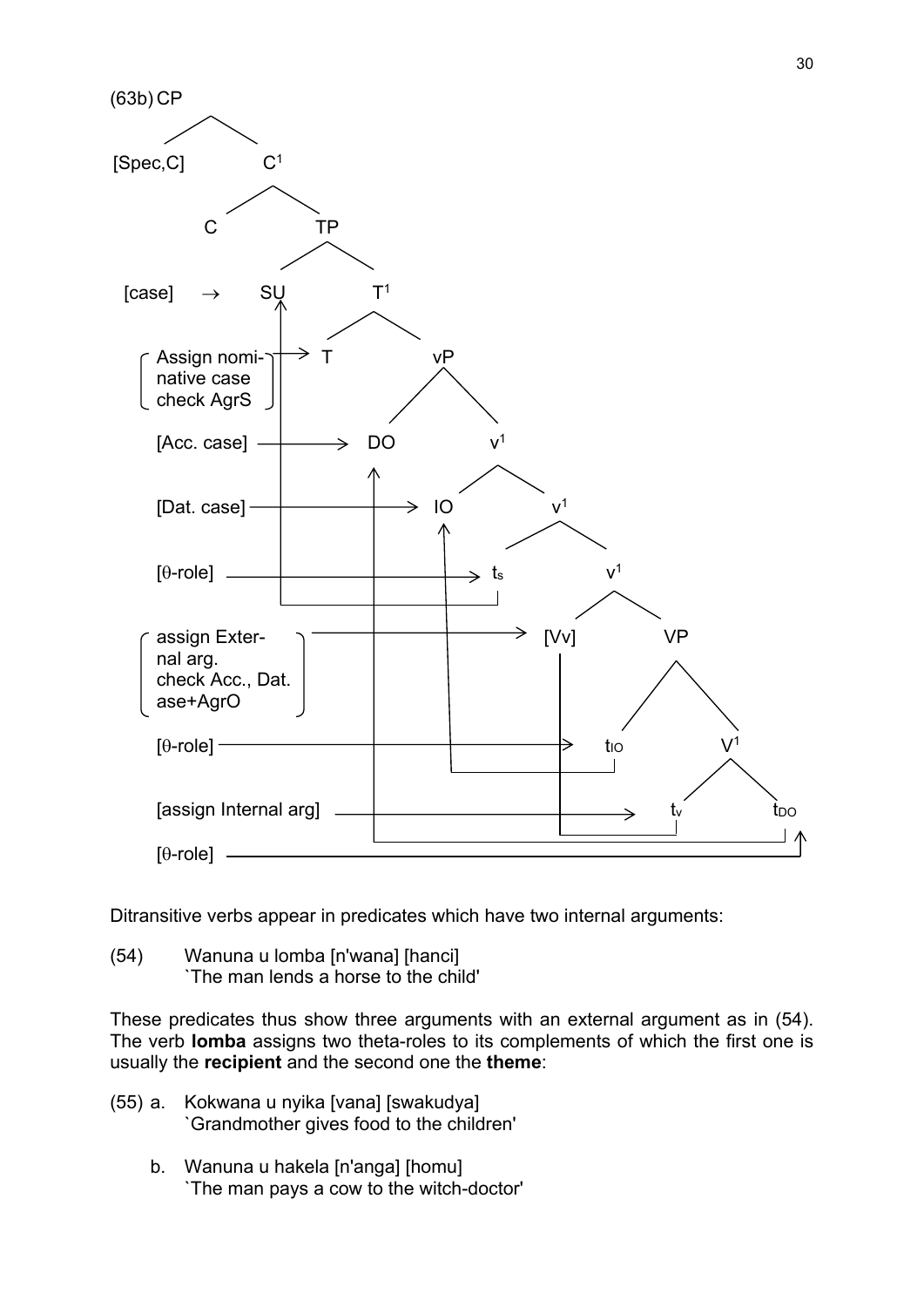(63b) CP

```
(63b) CP
       /\
[Spec,C]  C1
          /\
         C   TP
             /\
[case] → SU    T1
               /\
[Assign nomi- → T   vP
 native case        /\
 check AgrS]      DO   v1
[Acc. case] ────→      /\
                     IO   v1
[Dat. case] ───────→      /\
                        ts   v1
[θ-role] ─────────────→      /\
                          [Vv]  VP
[assign Exter- ─────────→      /\
 nal arg.                    tIO  V1
 check Acc., Dat.                 /\
 ase+AgrO]                      tv   tDO
[θ-role] ──────────────────→ tIO
[assign Internal arg] ─────────→ tv
[θ-role] ──────────────────────────→ tDO
```

Ditransitive verbs appear in predicates which have two internal arguments:

(54) Wanuna u lomba [n'wana] [hanci]
`The man lends a horse to the child'

These predicates thus show three arguments with an external argument as in (54). The verb **lomba** assigns two theta-roles to its complements of which the first one is usually the **recipient** and the second one the **theme**:

(55) a. Kokwana u nyika [vana] [swakudya]
`Grandmother gives food to the children'

b. Wanuna u hakela [n'anga] [homu]
`The man pays a cow to the witch-doctor'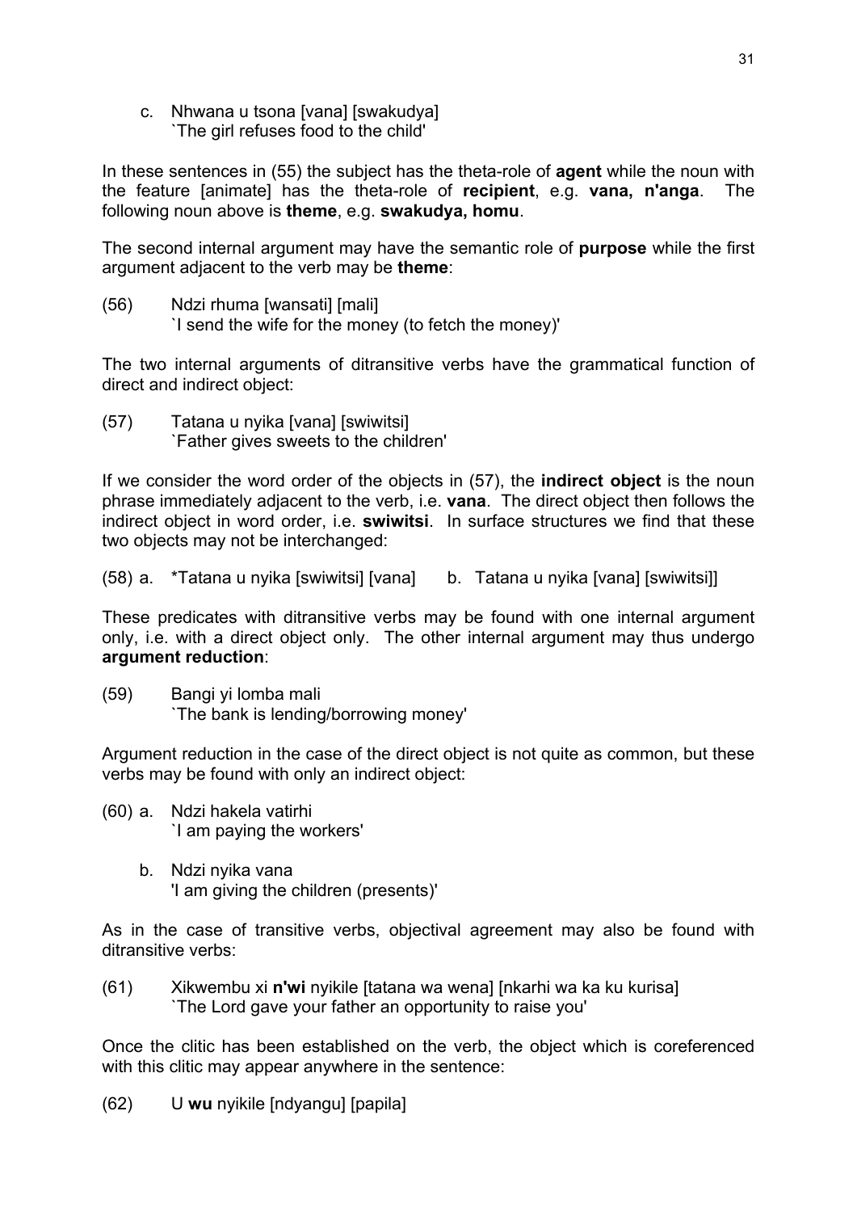c. Nhwana u tsona [vana] [swakudya]
   `The girl refuses food to the child'

In these sentences in (55) the subject has the theta-role of **agent** while the noun with the feature [animate] has the theta-role of **recipient**, e.g. **vana, n'anga**. The following noun above is **theme**, e.g. **swakudya, homu**.

The second internal argument may have the semantic role of **purpose** while the first argument adjacent to the verb may be **theme**:

(56) Ndzi rhuma [wansati] [mali]
     `I send the wife for the money (to fetch the money)'

The two internal arguments of ditransitive verbs have the grammatical function of direct and indirect object:

(57) Tatana u nyika [vana] [swiwitsi]
     `Father gives sweets to the children'

If we consider the word order of the objects in (57), the **indirect object** is the noun phrase immediately adjacent to the verb, i.e. **vana**. The direct object then follows the indirect object in word order, i.e. **swiwitsi**. In surface structures we find that these two objects may not be interchanged:

(58) a. *Tatana u nyika [swiwitsi] [vana]   b. Tatana u nyika [vana] [swiwitsi]]

These predicates with ditransitive verbs may be found with one internal argument only, i.e. with a direct object only. The other internal argument may thus undergo **argument reduction**:

(59) Bangi yi lomba mali
     `The bank is lending/borrowing money'

Argument reduction in the case of the direct object is not quite as common, but these verbs may be found with only an indirect object:

(60) a. Ndzi hakela vatirhi
        `I am paying the workers'

     b. Ndzi nyika vana
        'I am giving the children (presents)'

As in the case of transitive verbs, objectival agreement may also be found with ditransitive verbs:

(61) Xikwembu xi **n'wi** nyikile [tatana wa wena] [nkarhi wa ka ku kurisa]
     `The Lord gave your father an opportunity to raise you'

Once the clitic has been established on the verb, the object which is coreferenced with this clitic may appear anywhere in the sentence:

(62) U **wu** nyikile [ndyangu] [papila]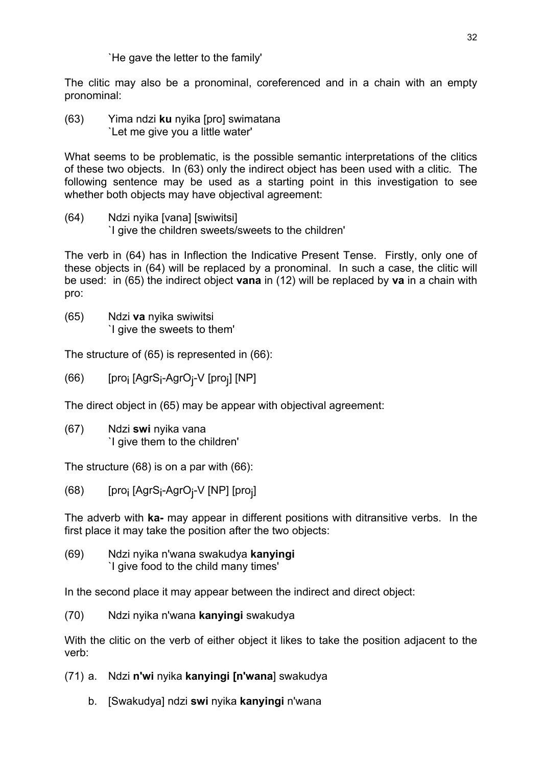`He gave the letter to the family'

The clitic may also be a pronominal, coreferenced and in a chain with an empty pronominal:

(63) Yima ndzi **ku** nyika [pro] swimatana
`Let me give you a little water'

What seems to be problematic, is the possible semantic interpretations of the clitics of these two objects. In (63) only the indirect object has been used with a clitic. The following sentence may be used as a starting point in this investigation to see whether both objects may have objectival agreement:

(64) Ndzi nyika [vana] [swiwitsi]
`I give the children sweets/sweets to the children'

The verb in (64) has in Inflection the Indicative Present Tense. Firstly, only one of these objects in (64) will be replaced by a pronominal. In such a case, the clitic will be used: in (65) the indirect object **vana** in (12) will be replaced by **va** in a chain with pro:

(65) Ndzi **va** nyika swiwitsi
`I give the sweets to them'

The structure of (65) is represented in (66):

(66) [$pro_i$ [$AgrS_i$-$AgrO_j$-V [$pro_j$] [NP]

The direct object in (65) may be appear with objectival agreement:

(67) Ndzi **swi** nyika vana
`I give them to the children'

The structure (68) is on a par with (66):

(68) [$pro_i$ [$AgrS_i$-$AgrO_j$-V [NP] [$pro_j$]

The adverb with **ka-** may appear in different positions with ditransitive verbs. In the first place it may take the position after the two objects:

(69) Ndzi nyika n'wana swakudya **kanyingi**
`I give food to the child many times'

In the second place it may appear between the indirect and direct object:

(70) Ndzi nyika n'wana **kanyingi** swakudya

With the clitic on the verb of either object it likes to take the position adjacent to the verb:

(71) a. Ndzi **n'wi** nyika **kanyingi [n'wana**] swakudya

b. [Swakudya] ndzi **swi** nyika **kanyingi** n'wana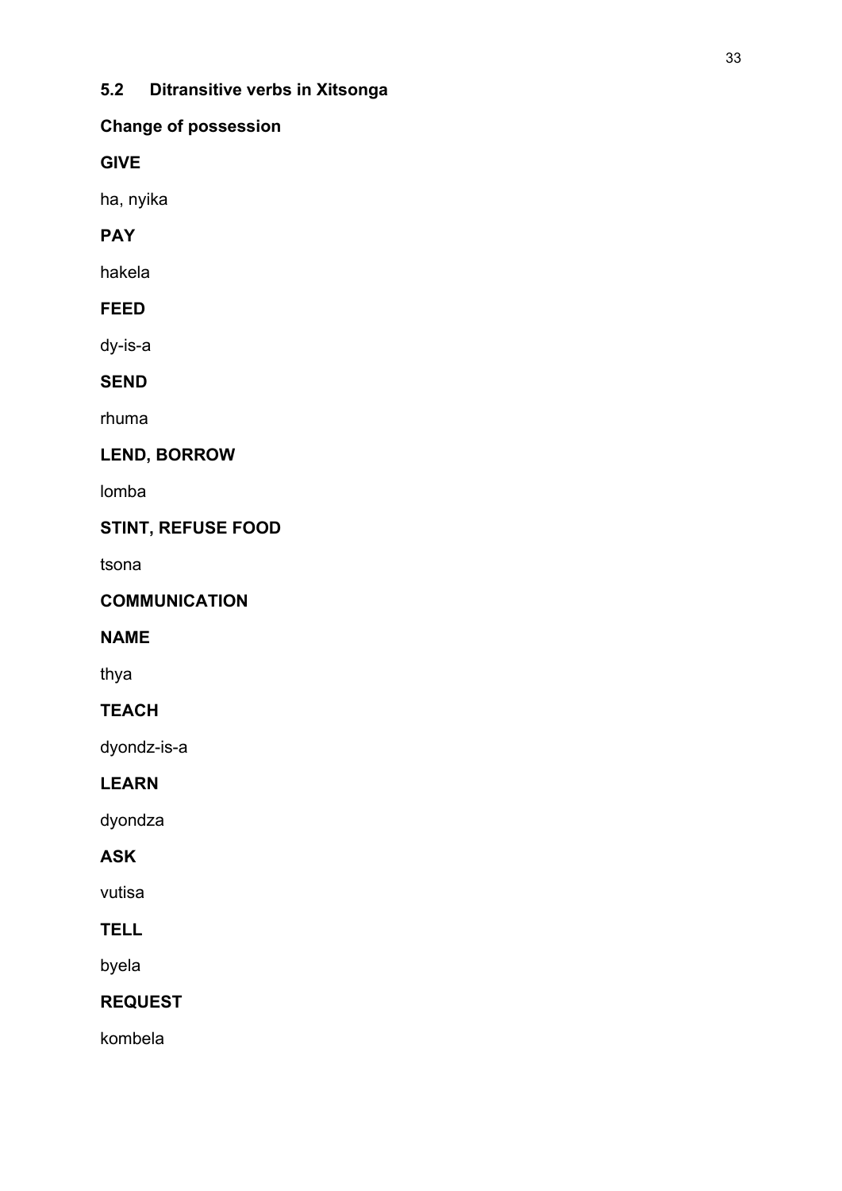## 5.2 Ditransitive verbs in Xitsonga

**Change of possession**

**GIVE**

ha, nyika

**PAY**

hakela

**FEED**

dy-is-a

**SEND**

rhuma

**LEND, BORROW**

lomba

**STINT, REFUSE FOOD**

tsona

**COMMUNICATION**

**NAME**

thya

**TEACH**

dyondz-is-a

**LEARN**

dyondza

**ASK**

vutisa

**TELL**

byela

**REQUEST**

kombela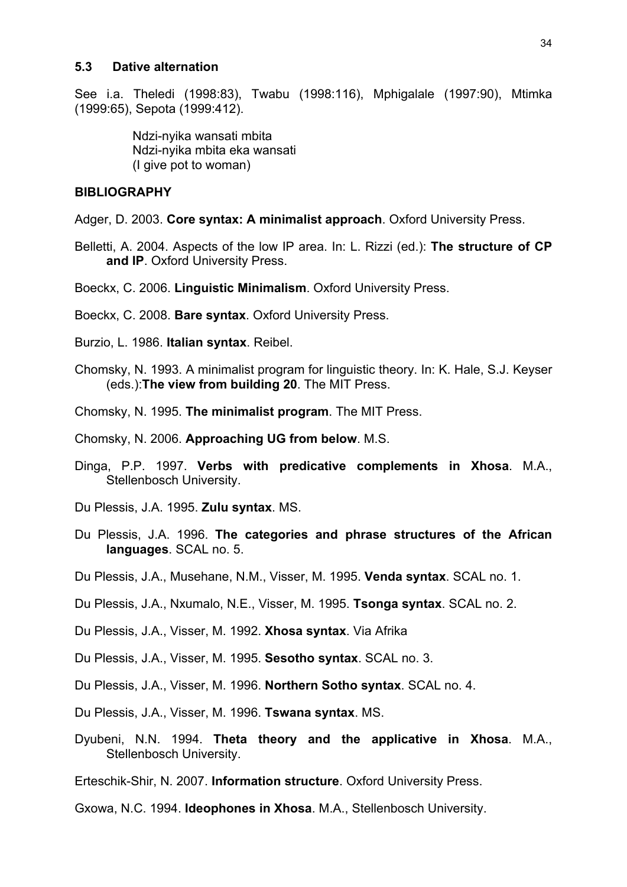### 5.3 Dative alternation

See i.a. Theledi (1998:83), Twabu (1998:116), Mphigalale (1997:90), Mtimka (1999:65), Sepota (1999:412).

> Ndzi-nyika wansati mbita
> Ndzi-nyika mbita eka wansati
> (I give pot to woman)

### BIBLIOGRAPHY

Adger, D. 2003. **Core syntax: A minimalist approach**. Oxford University Press.

Belletti, A. 2004. Aspects of the low IP area. In: L. Rizzi (ed.): **The structure of CP and IP**. Oxford University Press.

Boeckx, C. 2006. **Linguistic Minimalism**. Oxford University Press.

Boeckx, C. 2008. **Bare syntax**. Oxford University Press.

Burzio, L. 1986. **Italian syntax**. Reibel.

Chomsky, N. 1993. A minimalist program for linguistic theory. In: K. Hale, S.J. Keyser (eds.):**The view from building 20**. The MIT Press.

Chomsky, N. 1995. **The minimalist program**. The MIT Press.

Chomsky, N. 2006. **Approaching UG from below**. M.S.

Dinga, P.P. 1997. **Verbs with predicative complements in Xhosa**. M.A., Stellenbosch University.

Du Plessis, J.A. 1995. **Zulu syntax**. MS.

Du Plessis, J.A. 1996. **The categories and phrase structures of the African languages**. SCAL no. 5.

Du Plessis, J.A., Musehane, N.M., Visser, M. 1995. **Venda syntax**. SCAL no. 1.

Du Plessis, J.A., Nxumalo, N.E., Visser, M. 1995. **Tsonga syntax**. SCAL no. 2.

Du Plessis, J.A., Visser, M. 1992. **Xhosa syntax**. Via Afrika

Du Plessis, J.A., Visser, M. 1995. **Sesotho syntax**. SCAL no. 3.

Du Plessis, J.A., Visser, M. 1996. **Northern Sotho syntax**. SCAL no. 4.

Du Plessis, J.A., Visser, M. 1996. **Tswana syntax**. MS.

Dyubeni, N.N. 1994. **Theta theory and the applicative in Xhosa**. M.A., Stellenbosch University.

Erteschik-Shir, N. 2007. **Information structure**. Oxford University Press.

Gxowa, N.C. 1994. **Ideophones in Xhosa**. M.A., Stellenbosch University.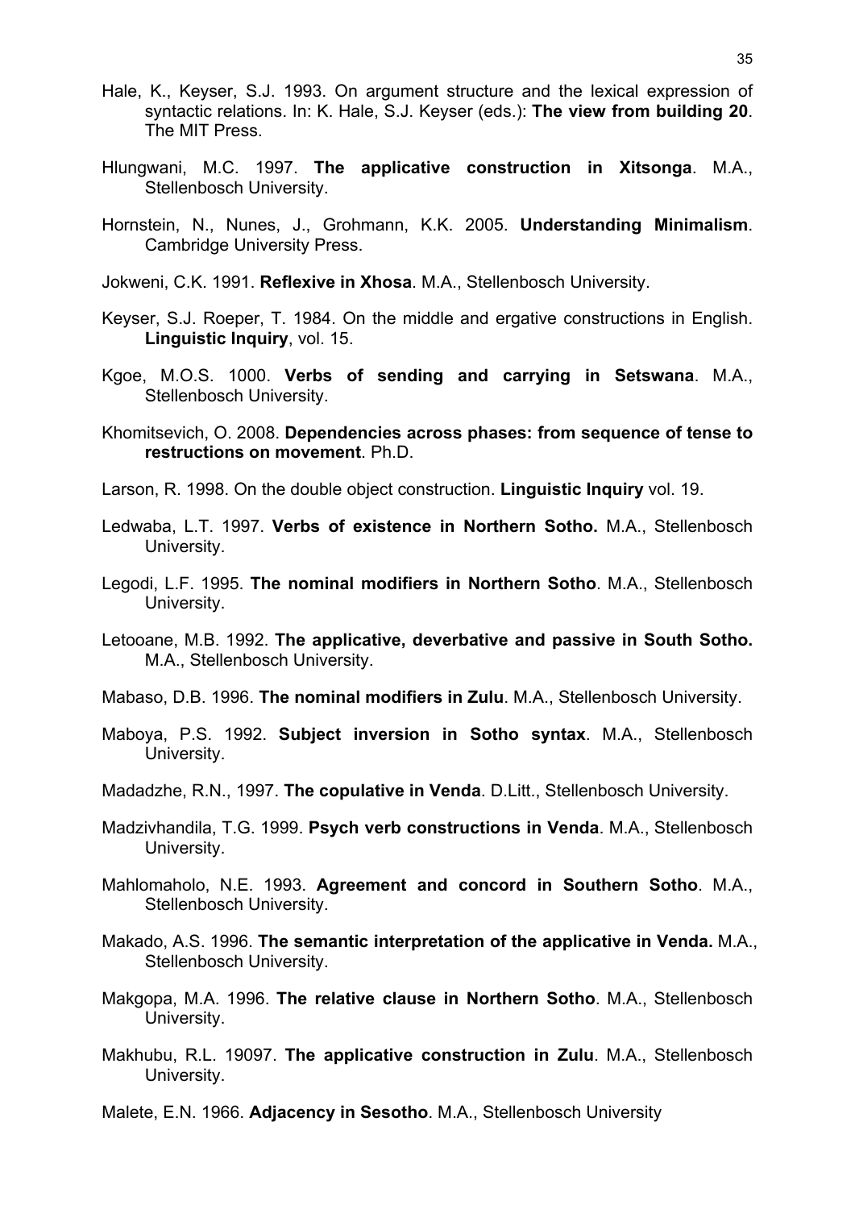Hale, K., Keyser, S.J. 1993. On argument structure and the lexical expression of syntactic relations. In: K. Hale, S.J. Keyser (eds.): **The view from building 20**. The MIT Press.

Hlungwani, M.C. 1997. **The applicative construction in Xitsonga**. M.A., Stellenbosch University.

Hornstein, N., Nunes, J., Grohmann, K.K. 2005. **Understanding Minimalism**. Cambridge University Press.

Jokweni, C.K. 1991. **Reflexive in Xhosa**. M.A., Stellenbosch University.

Keyser, S.J. Roeper, T. 1984. On the middle and ergative constructions in English. **Linguistic Inquiry**, vol. 15.

Kgoe, M.O.S. 1000. **Verbs of sending and carrying in Setswana**. M.A., Stellenbosch University.

Khomitsevich, O. 2008. **Dependencies across phases: from sequence of tense to restructions on movement**. Ph.D.

Larson, R. 1998. On the double object construction. **Linguistic Inquiry** vol. 19.

Ledwaba, L.T. 1997. **Verbs of existence in Northern Sotho.** M.A., Stellenbosch University.

Legodi, L.F. 1995. **The nominal modifiers in Northern Sotho**. M.A., Stellenbosch University.

Letooane, M.B. 1992. **The applicative, deverbative and passive in South Sotho.** M.A., Stellenbosch University.

Mabaso, D.B. 1996. **The nominal modifiers in Zulu**. M.A., Stellenbosch University.

Maboya, P.S. 1992. **Subject inversion in Sotho syntax**. M.A., Stellenbosch University.

Madadzhe, R.N., 1997. **The copulative in Venda**. D.Litt., Stellenbosch University.

Madzivhandila, T.G. 1999. **Psych verb constructions in Venda**. M.A., Stellenbosch University.

Mahlomaholo, N.E. 1993. **Agreement and concord in Southern Sotho**. M.A., Stellenbosch University.

Makado, A.S. 1996. **The semantic interpretation of the applicative in Venda.** M.A., Stellenbosch University.

Makgopa, M.A. 1996. **The relative clause in Northern Sotho**. M.A., Stellenbosch University.

Makhubu, R.L. 19097. **The applicative construction in Zulu**. M.A., Stellenbosch University.

Malete, E.N. 1966. **Adjacency in Sesotho**. M.A., Stellenbosch University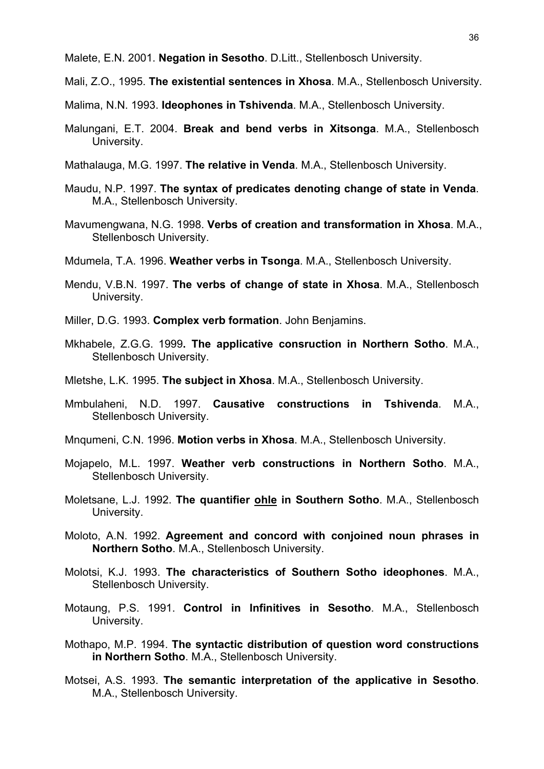Malete, E.N. 2001. **Negation in Sesotho**. D.Litt., Stellenbosch University.

Mali, Z.O., 1995. **The existential sentences in Xhosa**. M.A., Stellenbosch University.

Malima, N.N. 1993. **Ideophones in Tshivenda**. M.A., Stellenbosch University.

Malungani, E.T. 2004. **Break and bend verbs in Xitsonga**. M.A., Stellenbosch University.

Mathalauga, M.G. 1997. **The relative in Venda**. M.A., Stellenbosch University.

Maudu, N.P. 1997. **The syntax of predicates denoting change of state in Venda**. M.A., Stellenbosch University.

Mavumengwana, N.G. 1998. **Verbs of creation and transformation in Xhosa**. M.A., Stellenbosch University.

Mdumela, T.A. 1996. **Weather verbs in Tsonga**. M.A., Stellenbosch University.

Mendu, V.B.N. 1997. **The verbs of change of state in Xhosa**. M.A., Stellenbosch University.

Miller, D.G. 1993. **Complex verb formation**. John Benjamins.

Mkhabele, Z.G.G. 1999**. The applicative consruction in Northern Sotho**. M.A., Stellenbosch University.

Mletshe, L.K. 1995. **The subject in Xhosa**. M.A., Stellenbosch University.

Mmbulaheni, N.D. 1997. **Causative constructions in Tshivenda**. M.A., Stellenbosch University.

Mnqumeni, C.N. 1996. **Motion verbs in Xhosa**. M.A., Stellenbosch University.

Mojapelo, M.L. 1997. **Weather verb constructions in Northern Sotho**. M.A., Stellenbosch University.

Moletsane, L.J. 1992. **The quantifier <u>ohle</u> in Southern Sotho**. M.A., Stellenbosch University.

Moloto, A.N. 1992. **Agreement and concord with conjoined noun phrases in Northern Sotho**. M.A., Stellenbosch University.

Molotsi, K.J. 1993. **The characteristics of Southern Sotho ideophones**. M.A., Stellenbosch University.

Motaung, P.S. 1991. **Control in Infinitives in Sesotho**. M.A., Stellenbosch University.

Mothapo, M.P. 1994. **The syntactic distribution of question word constructions in Northern Sotho**. M.A., Stellenbosch University.

Motsei, A.S. 1993. **The semantic interpretation of the applicative in Sesotho**. M.A., Stellenbosch University.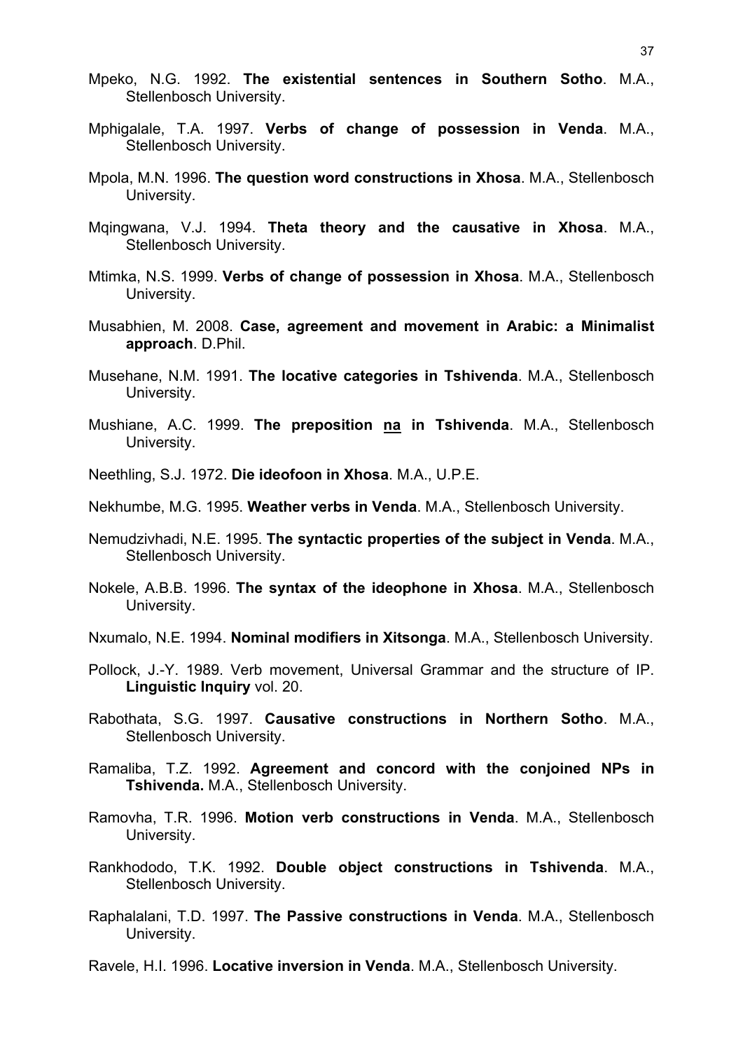Mpeko, N.G. 1992. **The existential sentences in Southern Sotho**. M.A., Stellenbosch University.

Mphigalale, T.A. 1997. **Verbs of change of possession in Venda**. M.A., Stellenbosch University.

Mpola, M.N. 1996. **The question word constructions in Xhosa**. M.A., Stellenbosch University.

Mqingwana, V.J. 1994. **Theta theory and the causative in Xhosa**. M.A., Stellenbosch University.

Mtimka, N.S. 1999. **Verbs of change of possession in Xhosa**. M.A., Stellenbosch University.

Musabhien, M. 2008. **Case, agreement and movement in Arabic: a Minimalist approach**. D.Phil.

Musehane, N.M. 1991. **The locative categories in Tshivenda**. M.A., Stellenbosch University.

Mushiane, A.C. 1999. **The preposition <u>na</u> in Tshivenda**. M.A., Stellenbosch University.

Neethling, S.J. 1972. **Die ideofoon in Xhosa**. M.A., U.P.E.

Nekhumbe, M.G. 1995. **Weather verbs in Venda**. M.A., Stellenbosch University.

Nemudzivhadi, N.E. 1995. **The syntactic properties of the subject in Venda**. M.A., Stellenbosch University.

Nokele, A.B.B. 1996. **The syntax of the ideophone in Xhosa**. M.A., Stellenbosch University.

Nxumalo, N.E. 1994. **Nominal modifiers in Xitsonga**. M.A., Stellenbosch University.

Pollock, J.-Y. 1989. Verb movement, Universal Grammar and the structure of IP. **Linguistic Inquiry** vol. 20.

Rabothata, S.G. 1997. **Causative constructions in Northern Sotho**. M.A., Stellenbosch University.

Ramaliba, T.Z. 1992. **Agreement and concord with the conjoined NPs in Tshivenda.** M.A., Stellenbosch University.

Ramovha, T.R. 1996. **Motion verb constructions in Venda**. M.A., Stellenbosch University.

Rankhododo, T.K. 1992. **Double object constructions in Tshivenda**. M.A., Stellenbosch University.

Raphalalani, T.D. 1997. **The Passive constructions in Venda**. M.A., Stellenbosch University.

Ravele, H.I. 1996. **Locative inversion in Venda**. M.A., Stellenbosch University.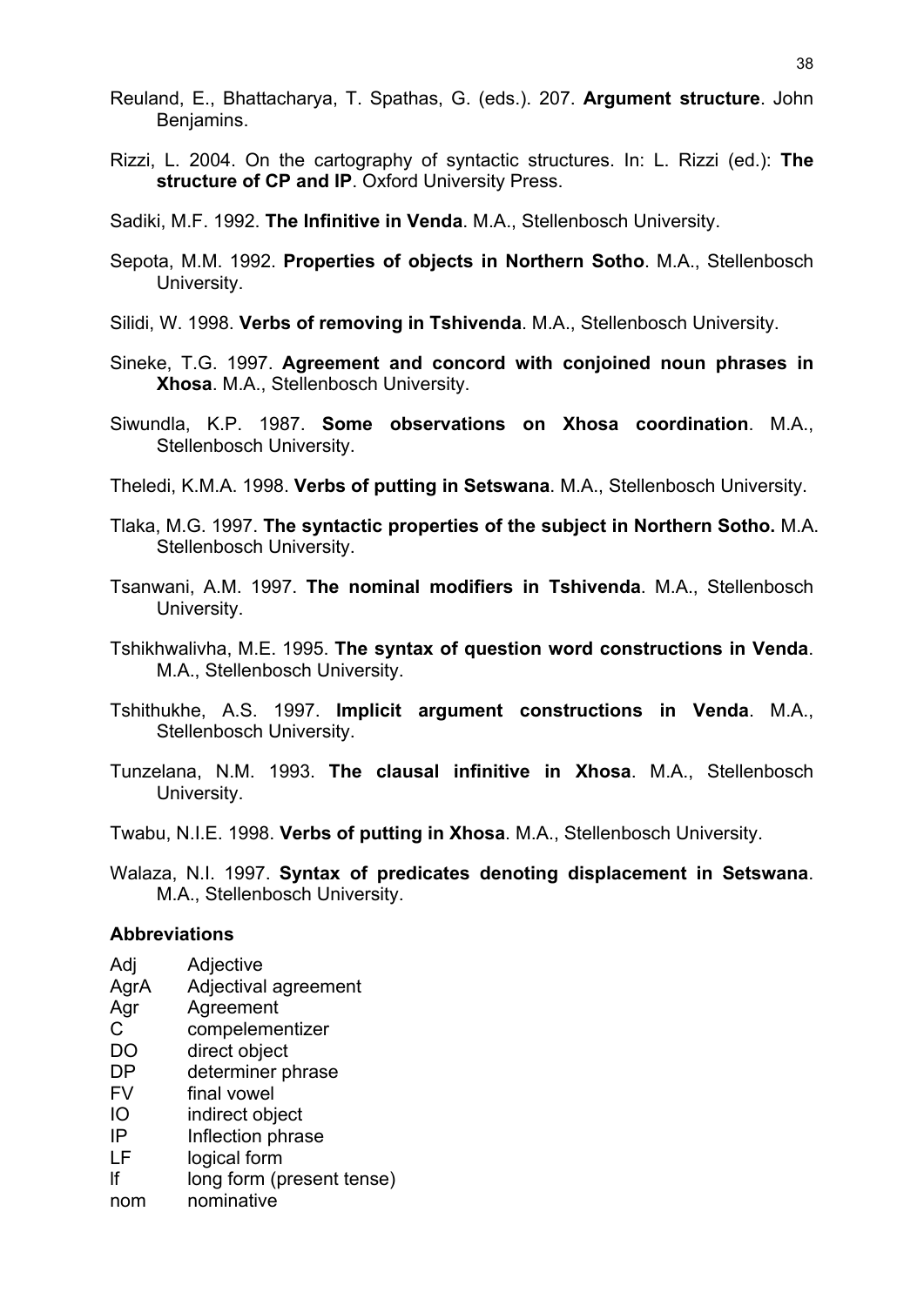Reuland, E., Bhattacharya, T. Spathas, G. (eds.). 207. **Argument structure**. John Benjamins.

Rizzi, L. 2004. On the cartography of syntactic structures. In: L. Rizzi (ed.): **The structure of CP and IP**. Oxford University Press.

Sadiki, M.F. 1992. **The Infinitive in Venda**. M.A., Stellenbosch University.

Sepota, M.M. 1992. **Properties of objects in Northern Sotho**. M.A., Stellenbosch University.

Silidi, W. 1998. **Verbs of removing in Tshivenda**. M.A., Stellenbosch University.

Sineke, T.G. 1997. **Agreement and concord with conjoined noun phrases in Xhosa**. M.A., Stellenbosch University.

Siwundla, K.P. 1987. **Some observations on Xhosa coordination**. M.A., Stellenbosch University.

Theledi, K.M.A. 1998. **Verbs of putting in Setswana**. M.A., Stellenbosch University.

Tlaka, M.G. 1997. **The syntactic properties of the subject in Northern Sotho.** M.A. Stellenbosch University.

Tsanwani, A.M. 1997. **The nominal modifiers in Tshivenda**. M.A., Stellenbosch University.

Tshikhwalivha, M.E. 1995. **The syntax of question word constructions in Venda**. M.A., Stellenbosch University.

Tshithukhe, A.S. 1997. **Implicit argument constructions in Venda**. M.A., Stellenbosch University.

Tunzelana, N.M. 1993. **The clausal infinitive in Xhosa**. M.A., Stellenbosch University.

Twabu, N.I.E. 1998. **Verbs of putting in Xhosa**. M.A., Stellenbosch University.

Walaza, N.I. 1997. **Syntax of predicates denoting displacement in Setswana**. M.A., Stellenbosch University.

### Abbreviations

| | |
|---|---|
| Adj | Adjective |
| AgrA | Adjectival agreement |
| Agr | Agreement |
| C | compelementizer |
| DO | direct object |
| DP | determiner phrase |
| FV | final vowel |
| IO | indirect object |
| IP | Inflection phrase |
| LF | logical form |
| lf | long form (present tense) |
| nom | nominative |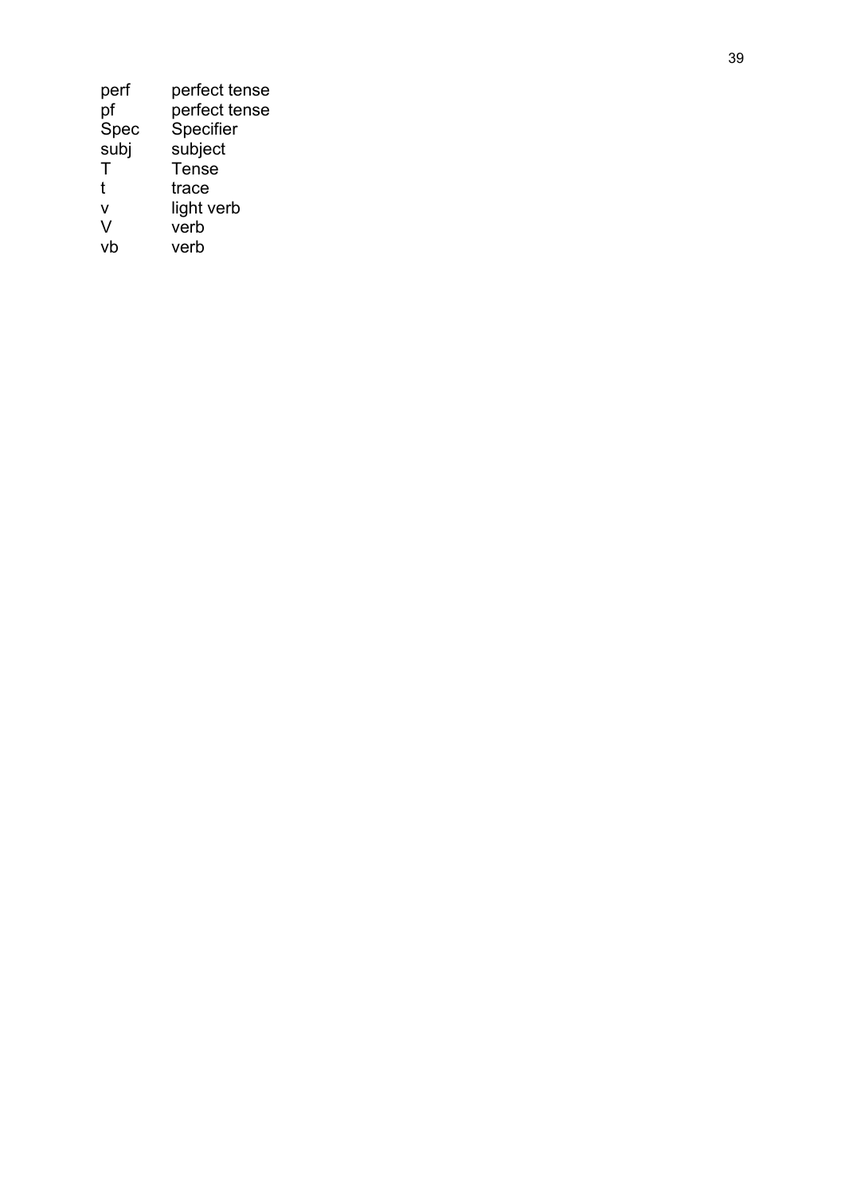| | |
|---|---|
| perf | perfect tense |
| pf | perfect tense |
| Spec | Specifier |
| subj | subject |
| T | Tense |
| t | trace |
| v | light verb |
| V | verb |
| vb | verb |